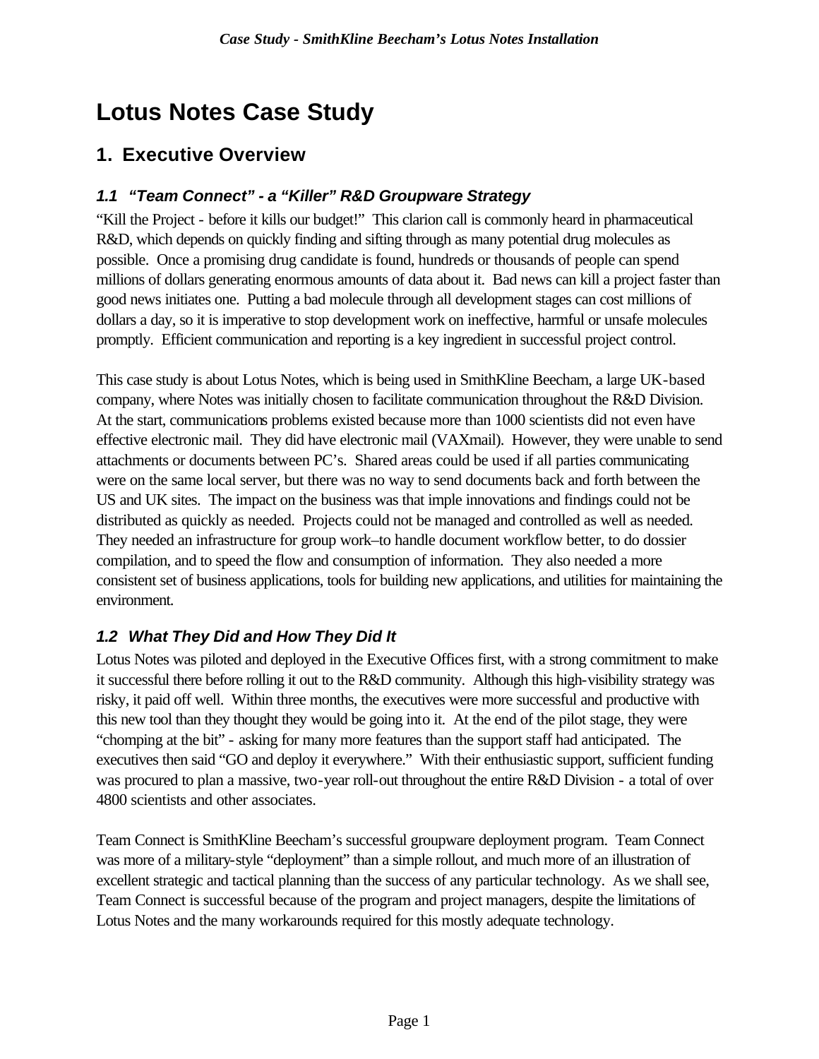# Lotus Notes Case Study

## 1. Executive Overview

### *1.1 "Team Connect" - a "Killer" R&D Groupware Strategy*

"Kill the Project - before it kills our budget!" This clarion call is commonly heard in pharmaceutical R&D, which depends on quickly finding and sifting through as many potential drug molecules as possible. Once a promising drug candidate is found, hundreds or thousands of people can spend millions of dollars generating enormous amounts of data about it. Bad news can kill a project faster than good news initiates one. Putting a bad molecule through all development stages can cost millions of dollars a day, so it is imperative to stop development work on ineffective, harmful or unsafe molecules promptly. Efficient communication and reporting is a key ingredient in successful project control.

This case study is about Lotus Notes, which is being used in SmithKline Beecham, a large UK-based company, where Notes was initially chosen to facilitate communication throughout the R&D Division. At the start, communications problems existed because more than 1000 scientists did not even have effective electronic mail. They did have electronic mail (VAXmail). However, they were unable to send attachments or documents between PC's. Shared areas could be used if all parties communicating were on the same local server, but there was no way to send documents back and forth between the US and UK sites. The impact on the business was that imple innovations and findings could not be distributed as quickly as needed. Projects could not be managed and controlled as well as needed. They needed an infrastructure for group work–to handle document workflow better, to do dossier compilation, and to speed the flow and consumption of information. They also needed a more consistent set of business applications, tools for building new applications, and utilities for maintaining the environment.

### *1.2 What They Did and How They Did It*

Lotus Notes was piloted and deployed in the Executive Offices first, with a strong commitment to make it successful there before rolling it out to the R&D community. Although this high-visibility strategy was risky, it paid off well. Within three months, the executives were more successful and productive with this new tool than they thought they would be going into it. At the end of the pilot stage, they were "chomping at the bit" - asking for many more features than the support staff had anticipated. The executives then said "GO and deploy it everywhere." With their enthusiastic support, sufficient funding was procured to plan a massive, two-year roll-out throughout the entire R&D Division - a total of over 4800 scientists and other associates.

Team Connect is SmithKline Beecham's successful groupware deployment program. Team Connect was more of a military-style "deployment" than a simple rollout, and much more of an illustration of excellent strategic and tactical planning than the success of any particular technology. As we shall see, Team Connect is successful because of the program and project managers, despite the limitations of Lotus Notes and the many workarounds required for this mostly adequate technology.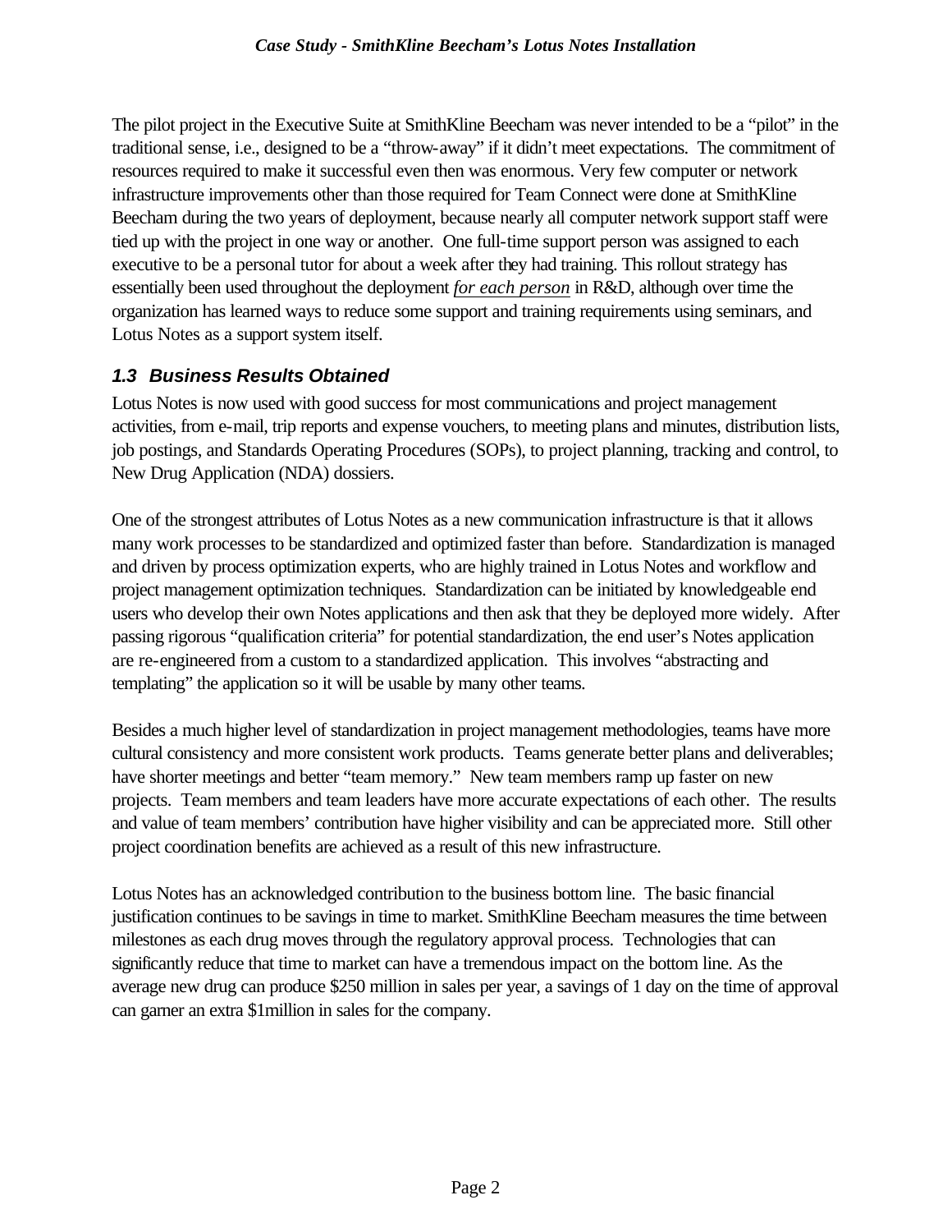The pilot project in the Executive Suite at SmithKline Beecham was never intended to be a "pilot" in the traditional sense, i.e., designed to be a "throw-away" if it didn't meet expectations. The commitment of resources required to make it successful even then was enormous. Very few computer or network infrastructure improvements other than those required for Team Connect were done at SmithKline Beecham during the two years of deployment, because nearly all computer network support staff were tied up with the project in one way or another. One full-time support person was assigned to each executive to be a personal tutor for about a week after they had training. This rollout strategy has essentially been used throughout the deployment *for each person* in R&D, although over time the organization has learned ways to reduce some support and training requirements using seminars, and Lotus Notes as a support system itself.

## *1.3 Business Results Obtained*

Lotus Notes is now used with good success for most communications and project management activities, from e-mail, trip reports and expense vouchers, to meeting plans and minutes, distribution lists, job postings, and Standards Operating Procedures (SOPs), to project planning, tracking and control, to New Drug Application (NDA) dossiers.

One of the strongest attributes of Lotus Notes as a new communication infrastructure is that it allows many work processes to be standardized and optimized faster than before. Standardization is managed and driven by process optimization experts, who are highly trained in Lotus Notes and workflow and project management optimization techniques. Standardization can be initiated by knowledgeable end users who develop their own Notes applications and then ask that they be deployed more widely. After passing rigorous "qualification criteria" for potential standardization, the end user's Notes application are re-engineered from a custom to a standardized application. This involves "abstracting and templating" the application so it will be usable by many other teams.

Besides a much higher level of standardization in project management methodologies, teams have more cultural consistency and more consistent work products. Teams generate better plans and deliverables; have shorter meetings and better "team memory." New team members ramp up faster on new projects. Team members and team leaders have more accurate expectations of each other. The results and value of team members' contribution have higher visibility and can be appreciated more. Still other project coordination benefits are achieved as a result of this new infrastructure.

Lotus Notes has an acknowledged contribution to the business bottom line. The basic financial justification continues to be savings in time to market. SmithKline Beecham measures the time between milestones as each drug moves through the regulatory approval process. Technologies that can significantly reduce that time to market can have a tremendous impact on the bottom line. As the average new drug can produce $250 million in sales per year, a savings of 1 day on the time of approval can garner an extra $1million in sales for the company.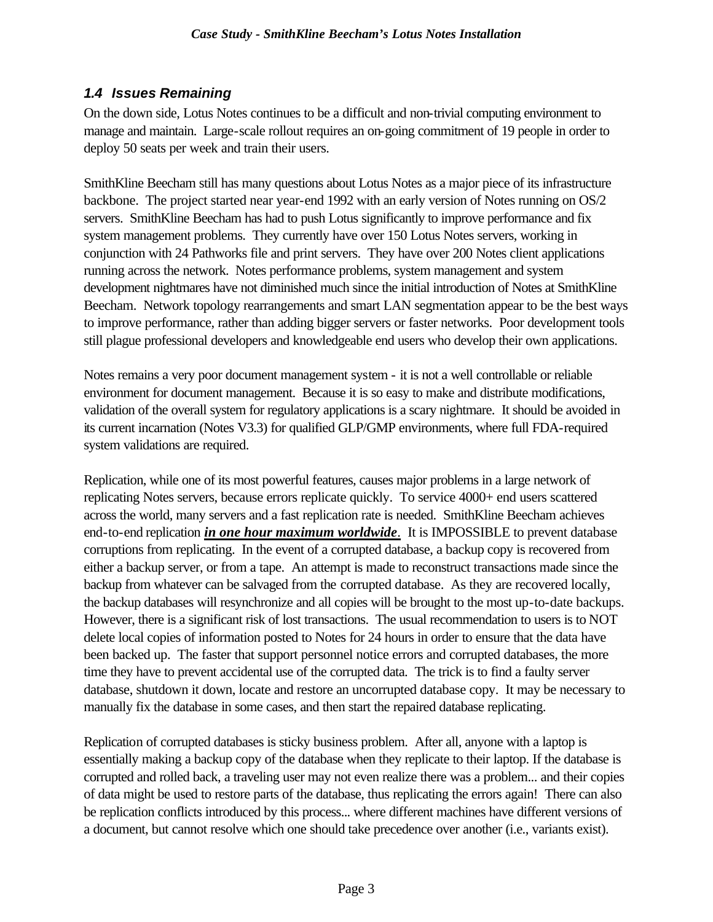### *1.4 Issues Remaining*

On the down side, Lotus Notes continues to be a difficult and non-trivial computing environment to manage and maintain. Large-scale rollout requires an on-going commitment of 19 people in order to deploy 50 seats per week and train their users.

SmithKline Beecham still has many questions about Lotus Notes as a major piece of its infrastructure backbone. The project started near year-end 1992 with an early version of Notes running on OS/2 servers. SmithKline Beecham has had to push Lotus significantly to improve performance and fix system management problems. They currently have over 150 Lotus Notes servers, working in conjunction with 24 Pathworks file and print servers. They have over 200 Notes client applications running across the network. Notes performance problems, system management and system development nightmares have not diminished much since the initial introduction of Notes at SmithKline Beecham. Network topology rearrangements and smart LAN segmentation appear to be the best ways to improve performance, rather than adding bigger servers or faster networks. Poor development tools still plague professional developers and knowledgeable end users who develop their own applications.

Notes remains a very poor document management system - it is not a well controllable or reliable environment for document management. Because it is so easy to make and distribute modifications, validation of the overall system for regulatory applications is a scary nightmare. It should be avoided in its current incarnation (Notes V3.3) for qualified GLP/GMP environments, where full FDA-required system validations are required.

Replication, while one of its most powerful features, causes major problems in a large network of replicating Notes servers, because errors replicate quickly. To service 4000+ end users scattered across the world, many servers and a fast replication rate is needed. SmithKline Beecham achieves end-to-end replication ***in one hour maximum worldwide***. It is IMPOSSIBLE to prevent database corruptions from replicating. In the event of a corrupted database, a backup copy is recovered from either a backup server, or from a tape. An attempt is made to reconstruct transactions made since the backup from whatever can be salvaged from the corrupted database. As they are recovered locally, the backup databases will resynchronize and all copies will be brought to the most up-to-date backups. However, there is a significant risk of lost transactions. The usual recommendation to users is to NOT delete local copies of information posted to Notes for 24 hours in order to ensure that the data have been backed up. The faster that support personnel notice errors and corrupted databases, the more time they have to prevent accidental use of the corrupted data. The trick is to find a faulty server database, shutdown it down, locate and restore an uncorrupted database copy. It may be necessary to manually fix the database in some cases, and then start the repaired database replicating.

Replication of corrupted databases is sticky business problem. After all, anyone with a laptop is essentially making a backup copy of the database when they replicate to their laptop. If the database is corrupted and rolled back, a traveling user may not even realize there was a problem... and their copies of data might be used to restore parts of the database, thus replicating the errors again! There can also be replication conflicts introduced by this process... where different machines have different versions of a document, but cannot resolve which one should take precedence over another (i.e., variants exist).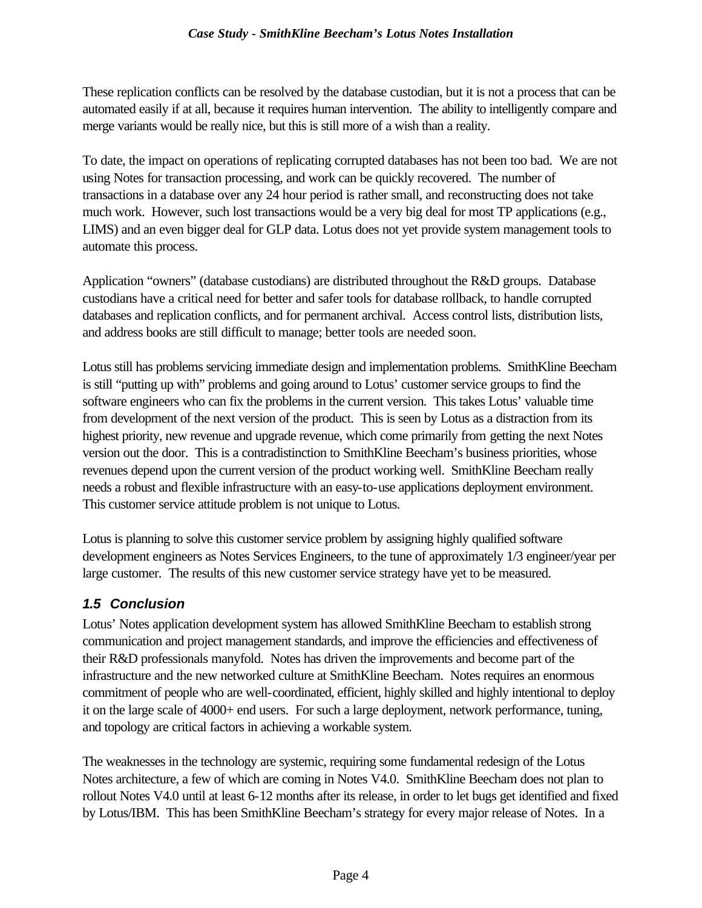These replication conflicts can be resolved by the database custodian, but it is not a process that can be automated easily if at all, because it requires human intervention. The ability to intelligently compare and merge variants would be really nice, but this is still more of a wish than a reality.

To date, the impact on operations of replicating corrupted databases has not been too bad. We are not using Notes for transaction processing, and work can be quickly recovered. The number of transactions in a database over any 24 hour period is rather small, and reconstructing does not take much work. However, such lost transactions would be a very big deal for most TP applications (e.g., LIMS) and an even bigger deal for GLP data. Lotus does not yet provide system management tools to automate this process.

Application "owners" (database custodians) are distributed throughout the R&D groups. Database custodians have a critical need for better and safer tools for database rollback, to handle corrupted databases and replication conflicts, and for permanent archival. Access control lists, distribution lists, and address books are still difficult to manage; better tools are needed soon.

Lotus still has problems servicing immediate design and implementation problems. SmithKline Beecham is still "putting up with" problems and going around to Lotus' customer service groups to find the software engineers who can fix the problems in the current version. This takes Lotus' valuable time from development of the next version of the product. This is seen by Lotus as a distraction from its highest priority, new revenue and upgrade revenue, which come primarily from getting the next Notes version out the door. This is a contradistinction to SmithKline Beecham's business priorities, whose revenues depend upon the current version of the product working well. SmithKline Beecham really needs a robust and flexible infrastructure with an easy-to-use applications deployment environment. This customer service attitude problem is not unique to Lotus.

Lotus is planning to solve this customer service problem by assigning highly qualified software development engineers as Notes Services Engineers, to the tune of approximately 1/3 engineer/year per large customer. The results of this new customer service strategy have yet to be measured.

### *1.5 Conclusion*

Lotus' Notes application development system has allowed SmithKline Beecham to establish strong communication and project management standards, and improve the efficiencies and effectiveness of their R&D professionals manyfold. Notes has driven the improvements and become part of the infrastructure and the new networked culture at SmithKline Beecham. Notes requires an enormous commitment of people who are well-coordinated, efficient, highly skilled and highly intentional to deploy it on the large scale of 4000+ end users. For such a large deployment, network performance, tuning, and topology are critical factors in achieving a workable system.

The weaknesses in the technology are systemic, requiring some fundamental redesign of the Lotus Notes architecture, a few of which are coming in Notes V4.0. SmithKline Beecham does not plan to rollout Notes V4.0 until at least 6-12 months after its release, in order to let bugs get identified and fixed by Lotus/IBM. This has been SmithKline Beecham's strategy for every major release of Notes. In a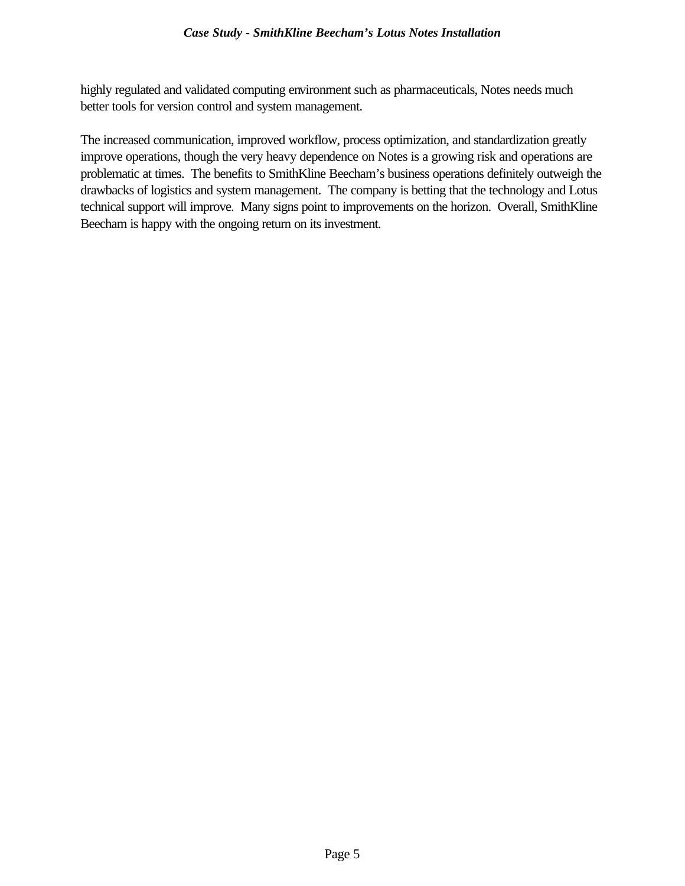highly regulated and validated computing environment such as pharmaceuticals, Notes needs much better tools for version control and system management.

The increased communication, improved workflow, process optimization, and standardization greatly improve operations, though the very heavy dependence on Notes is a growing risk and operations are problematic at times. The benefits to SmithKline Beecham's business operations definitely outweigh the drawbacks of logistics and system management. The company is betting that the technology and Lotus technical support will improve. Many signs point to improvements on the horizon. Overall, SmithKline Beecham is happy with the ongoing return on its investment.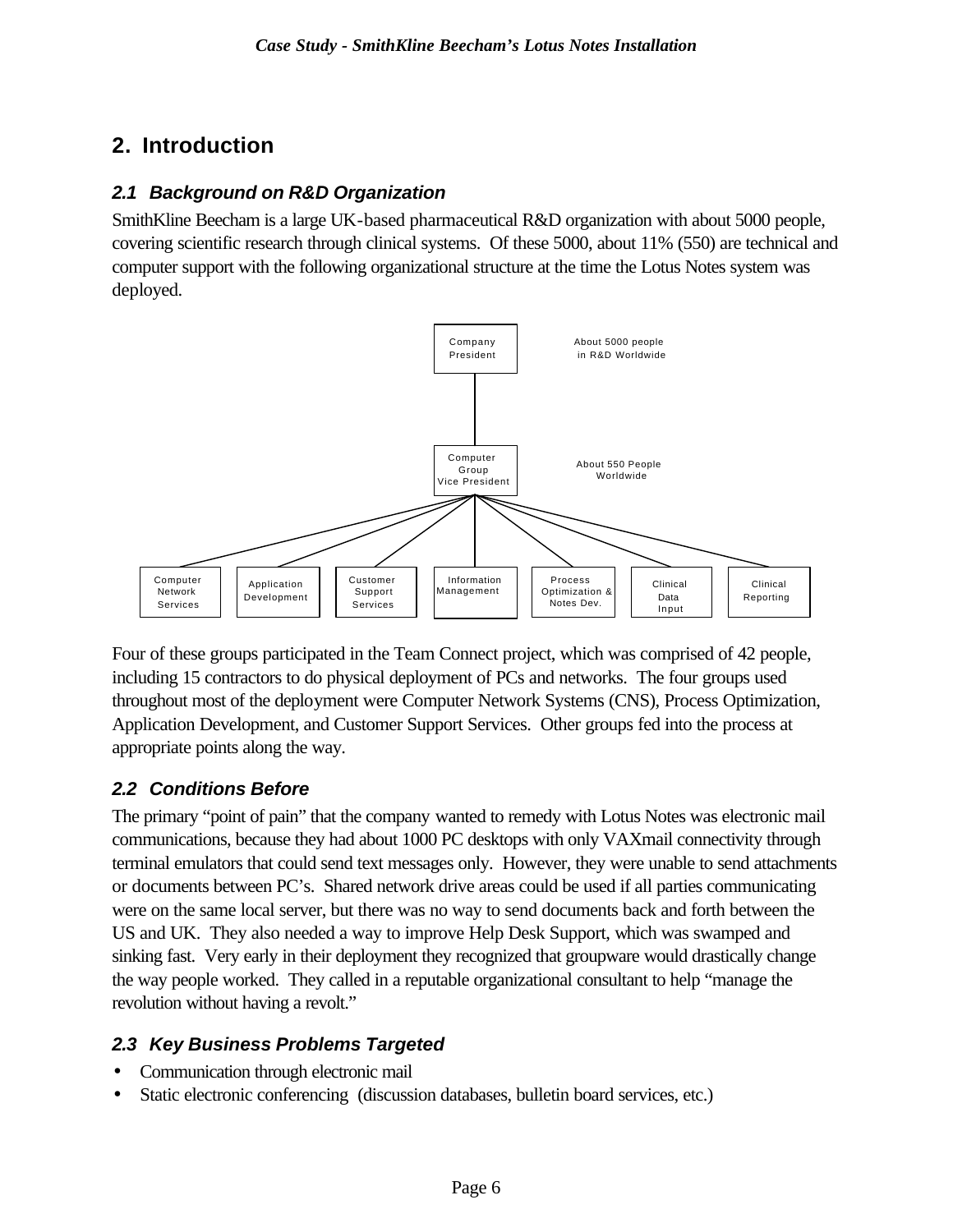## 2. Introduction

### 2.1 Background on R&D Organization

SmithKline Beecham is a large UK-based pharmaceutical R&D organization with about 5000 people, covering scientific research through clinical systems. Of these 5000, about 11% (550) are technical and computer support with the following organizational structure at the time the Lotus Notes system was deployed.

- Company President (About 5000 people in R&D Worldwide)
  - Computer Group Vice President (About 550 People Worldwide)
    - Computer Network Services
    - Application Development
    - Customer Support Services
    - Information Management
    - Process Optimization & Notes Dev.
    - Clinical Data Input
    - Clinical Reporting

Four of these groups participated in the Team Connect project, which was comprised of 42 people, including 15 contractors to do physical deployment of PCs and networks. The four groups used throughout most of the deployment were Computer Network Systems (CNS), Process Optimization, Application Development, and Customer Support Services. Other groups fed into the process at appropriate points along the way.

### 2.2 Conditions Before

The primary "point of pain" that the company wanted to remedy with Lotus Notes was electronic mail communications, because they had about 1000 PC desktops with only VAXmail connectivity through terminal emulators that could send text messages only. However, they were unable to send attachments or documents between PC's. Shared network drive areas could be used if all parties communicating were on the same local server, but there was no way to send documents back and forth between the US and UK. They also needed a way to improve Help Desk Support, which was swamped and sinking fast. Very early in their deployment they recognized that groupware would drastically change the way people worked. They called in a reputable organizational consultant to help "manage the revolution without having a revolt."

### 2.3 Key Business Problems Targeted

- Communication through electronic mail
- Static electronic conferencing (discussion databases, bulletin board services, etc.)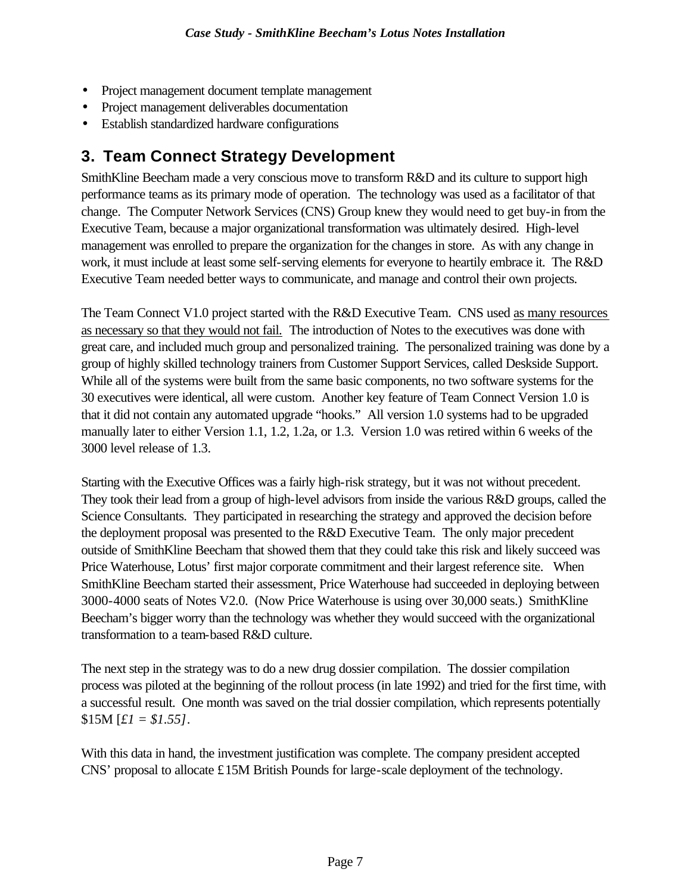- Project management document template management
- Project management deliverables documentation
- Establish standardized hardware configurations

## 3. Team Connect Strategy Development

SmithKline Beecham made a very conscious move to transform R&D and its culture to support high performance teams as its primary mode of operation. The technology was used as a facilitator of that change. The Computer Network Services (CNS) Group knew they would need to get buy-in from the Executive Team, because a major organizational transformation was ultimately desired. High-level management was enrolled to prepare the organization for the changes in store. As with any change in work, it must include at least some self-serving elements for everyone to heartily embrace it. The R&D Executive Team needed better ways to communicate, and manage and control their own projects.

The Team Connect V1.0 project started with the R&D Executive Team. CNS used <u>as many resources as necessary so that they would not fail.</u> The introduction of Notes to the executives was done with great care, and included much group and personalized training. The personalized training was done by a group of highly skilled technology trainers from Customer Support Services, called Deskside Support. While all of the systems were built from the same basic components, no two software systems for the 30 executives were identical, all were custom. Another key feature of Team Connect Version 1.0 is that it did not contain any automated upgrade "hooks." All version 1.0 systems had to be upgraded manually later to either Version 1.1, 1.2, 1.2a, or 1.3. Version 1.0 was retired within 6 weeks of the 3000 level release of 1.3.

Starting with the Executive Offices was a fairly high-risk strategy, but it was not without precedent. They took their lead from a group of high-level advisors from inside the various R&D groups, called the Science Consultants. They participated in researching the strategy and approved the decision before the deployment proposal was presented to the R&D Executive Team. The only major precedent outside of SmithKline Beecham that showed them that they could take this risk and likely succeed was Price Waterhouse, Lotus' first major corporate commitment and their largest reference site. When SmithKline Beecham started their assessment, Price Waterhouse had succeeded in deploying between 3000-4000 seats of Notes V2.0. (Now Price Waterhouse is using over 30,000 seats.) SmithKline Beecham's bigger worry than the technology was whether they would succeed with the organizational transformation to a team-based R&D culture.

The next step in the strategy was to do a new drug dossier compilation. The dossier compilation process was piloted at the beginning of the rollout process (in late 1992) and tried for the first time, with a successful result. One month was saved on the trial dossier compilation, which represents potentially $15M [*£1 = $1.55]*.

With this data in hand, the investment justification was complete. The company president accepted CNS' proposal to allocate £15M British Pounds for large-scale deployment of the technology.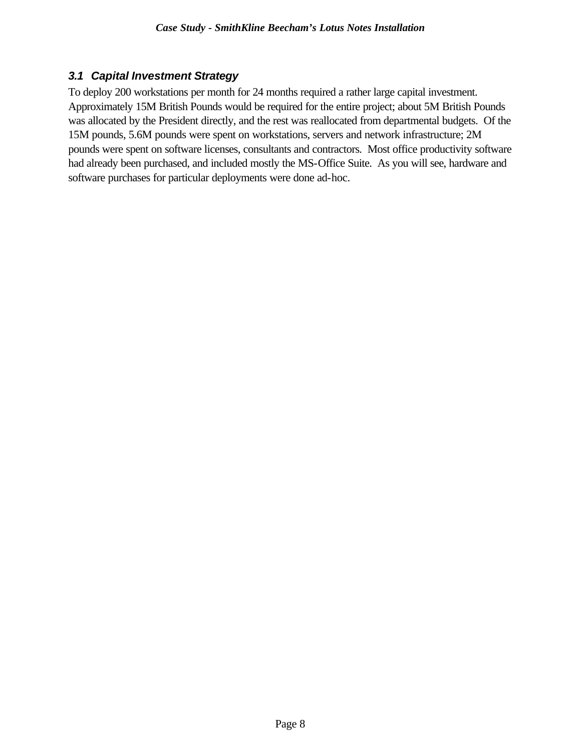### *3.1 Capital Investment Strategy*

To deploy 200 workstations per month for 24 months required a rather large capital investment. Approximately 15M British Pounds would be required for the entire project; about 5M British Pounds was allocated by the President directly, and the rest was reallocated from departmental budgets. Of the 15M pounds, 5.6M pounds were spent on workstations, servers and network infrastructure; 2M pounds were spent on software licenses, consultants and contractors. Most office productivity software had already been purchased, and included mostly the MS-Office Suite. As you will see, hardware and software purchases for particular deployments were done ad-hoc.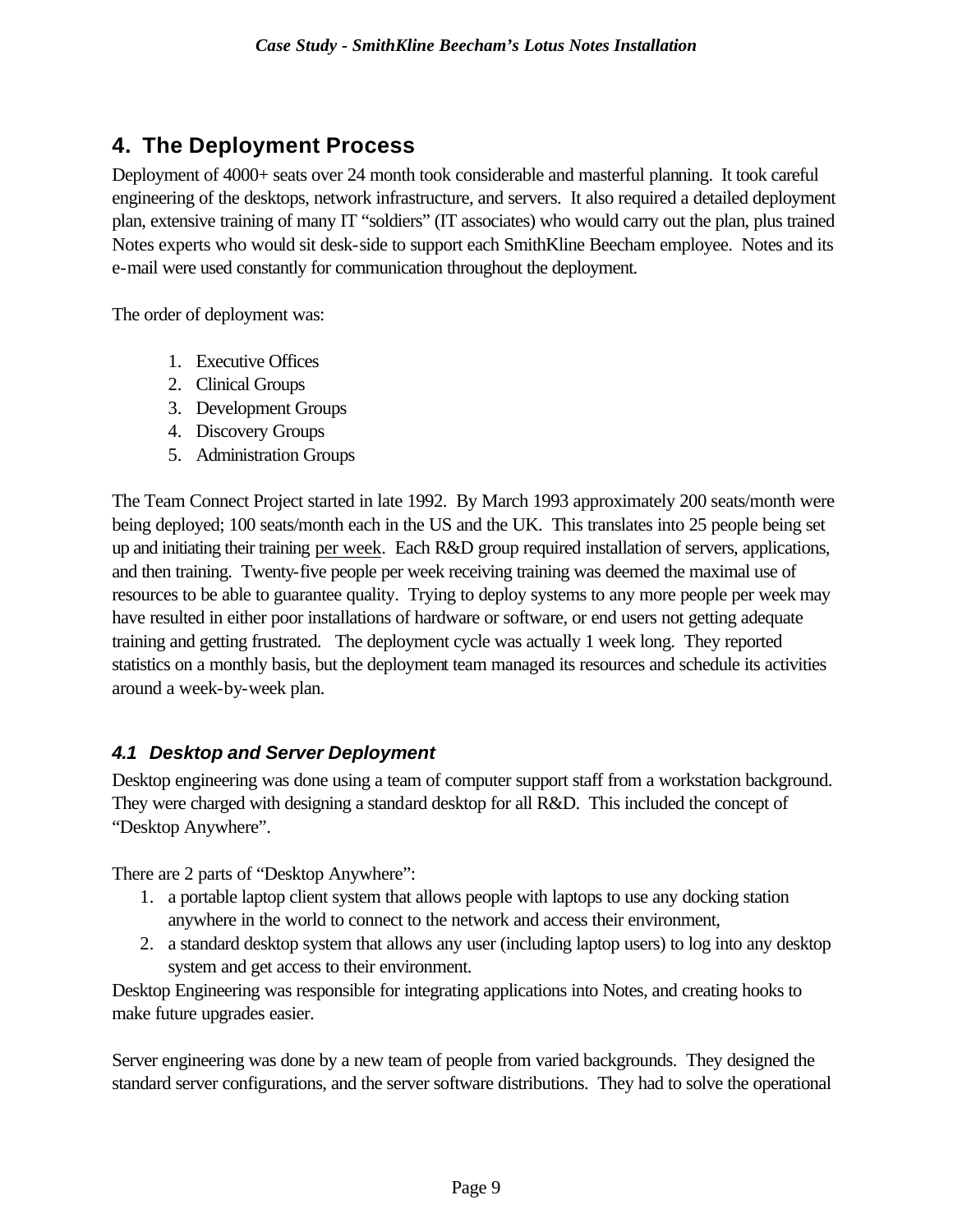## 4. The Deployment Process

Deployment of 4000+ seats over 24 month took considerable and masterful planning. It took careful engineering of the desktops, network infrastructure, and servers. It also required a detailed deployment plan, extensive training of many IT "soldiers" (IT associates) who would carry out the plan, plus trained Notes experts who would sit desk-side to support each SmithKline Beecham employee. Notes and its e-mail were used constantly for communication throughout the deployment.

The order of deployment was:

1. Executive Offices
2. Clinical Groups
3. Development Groups
4. Discovery Groups
5. Administration Groups

The Team Connect Project started in late 1992. By March 1993 approximately 200 seats/month were being deployed; 100 seats/month each in the US and the UK. This translates into 25 people being set up and initiating their training per week. Each R&D group required installation of servers, applications, and then training. Twenty-five people per week receiving training was deemed the maximal use of resources to be able to guarantee quality. Trying to deploy systems to any more people per week may have resulted in either poor installations of hardware or software, or end users not getting adequate training and getting frustrated. The deployment cycle was actually 1 week long. They reported statistics on a monthly basis, but the deployment team managed its resources and schedule its activities around a week-by-week plan.

### *4.1 Desktop and Server Deployment*

Desktop engineering was done using a team of computer support staff from a workstation background. They were charged with designing a standard desktop for all R&D. This included the concept of "Desktop Anywhere".

There are 2 parts of "Desktop Anywhere":

1. a portable laptop client system that allows people with laptops to use any docking station anywhere in the world to connect to the network and access their environment,
2. a standard desktop system that allows any user (including laptop users) to log into any desktop system and get access to their environment.

Desktop Engineering was responsible for integrating applications into Notes, and creating hooks to make future upgrades easier.

Server engineering was done by a new team of people from varied backgrounds. They designed the standard server configurations, and the server software distributions. They had to solve the operational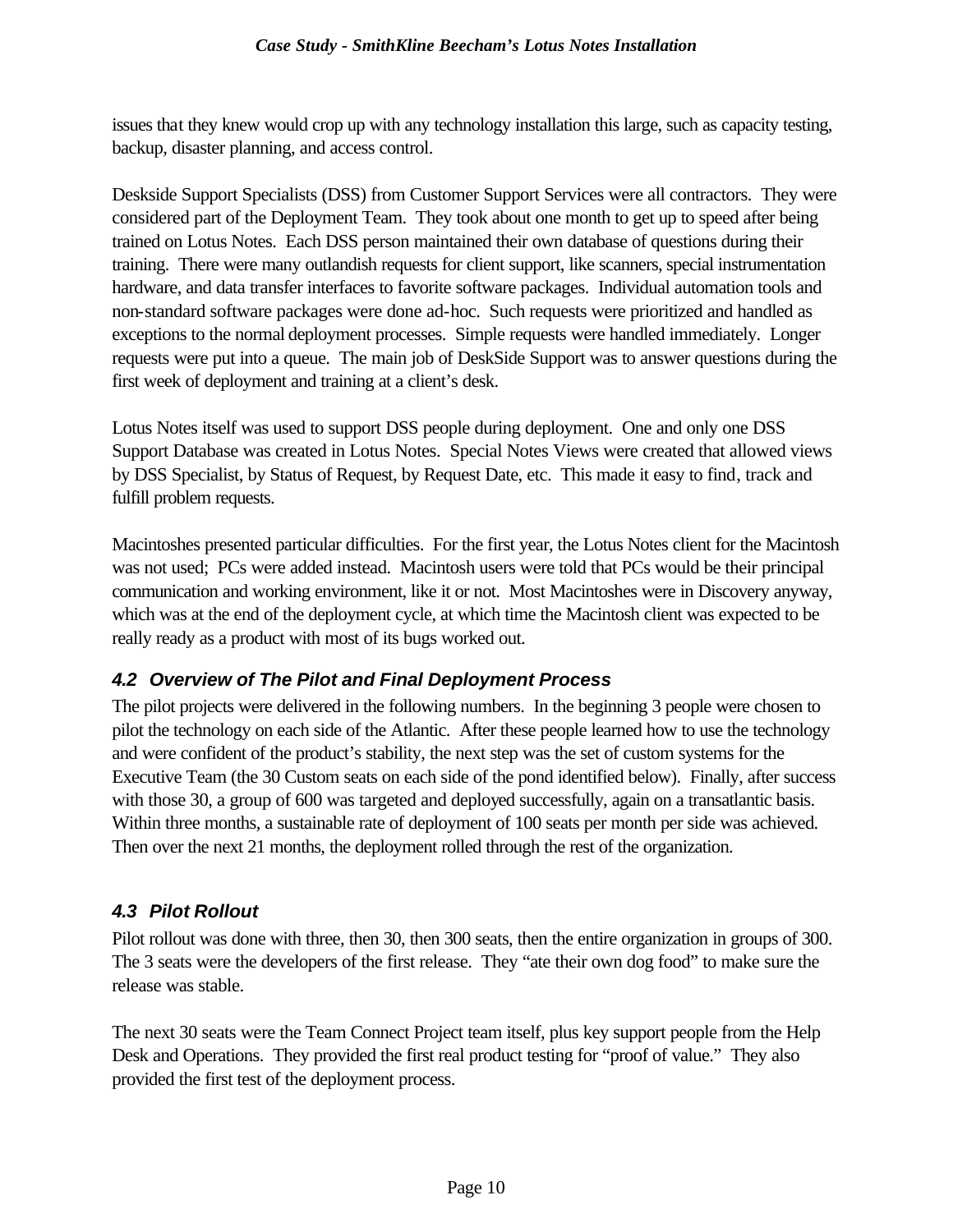issues that they knew would crop up with any technology installation this large, such as capacity testing, backup, disaster planning, and access control.

Deskside Support Specialists (DSS) from Customer Support Services were all contractors. They were considered part of the Deployment Team. They took about one month to get up to speed after being trained on Lotus Notes. Each DSS person maintained their own database of questions during their training. There were many outlandish requests for client support, like scanners, special instrumentation hardware, and data transfer interfaces to favorite software packages. Individual automation tools and non-standard software packages were done ad-hoc. Such requests were prioritized and handled as exceptions to the normal deployment processes. Simple requests were handled immediately. Longer requests were put into a queue. The main job of DeskSide Support was to answer questions during the first week of deployment and training at a client's desk.

Lotus Notes itself was used to support DSS people during deployment. One and only one DSS Support Database was created in Lotus Notes. Special Notes Views were created that allowed views by DSS Specialist, by Status of Request, by Request Date, etc. This made it easy to find, track and fulfill problem requests.

Macintoshes presented particular difficulties. For the first year, the Lotus Notes client for the Macintosh was not used; PCs were added instead. Macintosh users were told that PCs would be their principal communication and working environment, like it or not. Most Macintoshes were in Discovery anyway, which was at the end of the deployment cycle, at which time the Macintosh client was expected to be really ready as a product with most of its bugs worked out.

### *4.2 Overview of The Pilot and Final Deployment Process*

The pilot projects were delivered in the following numbers. In the beginning 3 people were chosen to pilot the technology on each side of the Atlantic. After these people learned how to use the technology and were confident of the product's stability, the next step was the set of custom systems for the Executive Team (the 30 Custom seats on each side of the pond identified below). Finally, after success with those 30, a group of 600 was targeted and deployed successfully, again on a transatlantic basis. Within three months, a sustainable rate of deployment of 100 seats per month per side was achieved. Then over the next 21 months, the deployment rolled through the rest of the organization.

### *4.3 Pilot Rollout*

Pilot rollout was done with three, then 30, then 300 seats, then the entire organization in groups of 300. The 3 seats were the developers of the first release. They "ate their own dog food" to make sure the release was stable.

The next 30 seats were the Team Connect Project team itself, plus key support people from the Help Desk and Operations. They provided the first real product testing for "proof of value." They also provided the first test of the deployment process.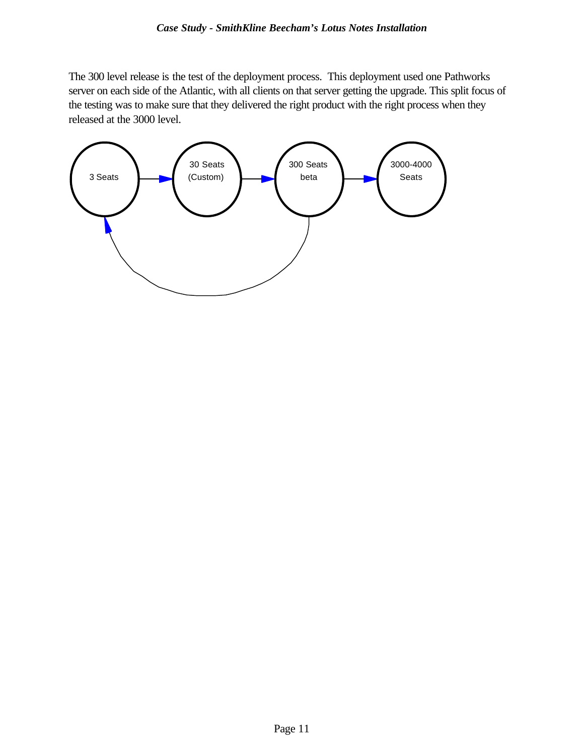The 300 level release is the test of the deployment process. This deployment used one Pathworks server on each side of the Atlantic, with all clients on that server getting the upgrade. This split focus of the testing was to make sure that they delivered the right product with the right process when they released at the 3000 level.

3 Seats → 30 Seats (Custom) → 300 Seats beta → 3000-4000 Seats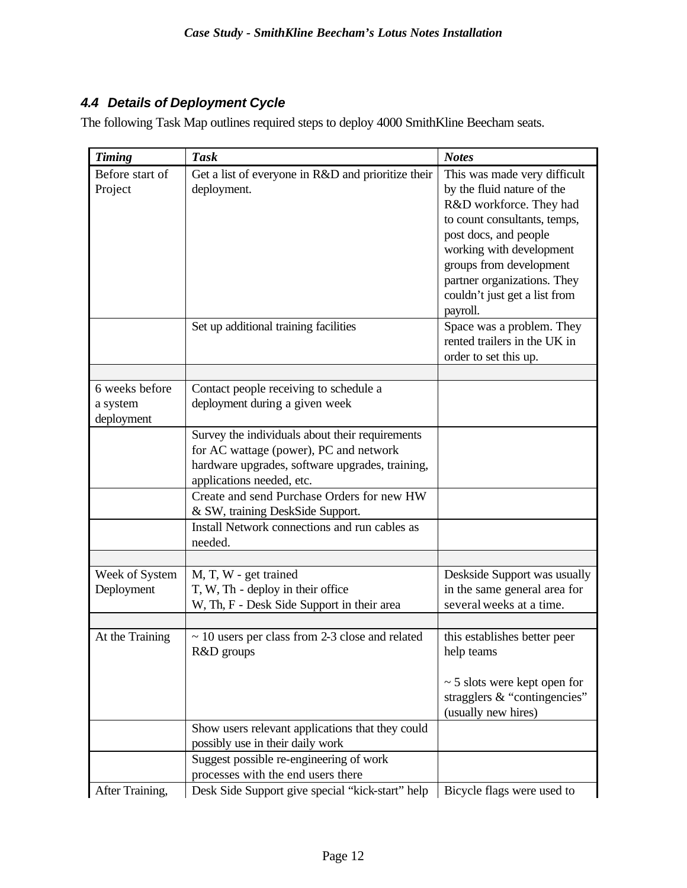### 4.4 Details of Deployment Cycle

The following Task Map outlines required steps to deploy 4000 SmithKline Beecham seats.

| ***Timing*** | ***Task*** | ***Notes*** |
|---|---|---|
| Before start of Project | Get a list of everyone in R&D and prioritize their deployment. | This was made very difficult by the fluid nature of the R&D workforce. They had to count consultants, temps, post docs, and people working with development groups from development partner organizations. They couldn't just get a list from payroll. |
| | Set up additional training facilities | Space was a problem. They rented trailers in the UK in order to set this up. |
| | | |
| 6 weeks before a system deployment | Contact people receiving to schedule a deployment during a given week | |
| | Survey the individuals about their requirements for AC wattage (power), PC and network hardware upgrades, software upgrades, training, applications needed, etc. | |
| | Create and send Purchase Orders for new HW & SW, training DeskSide Support. | |
| | Install Network connections and run cables as needed. | |
| | | |
| Week of System Deployment | M, T, W - get trained<br>T, W, Th - deploy in their office<br>W, Th, F - Desk Side Support in their area | Deskside Support was usually in the same general area for several weeks at a time. |
| | | |
| At the Training | ~ 10 users per class from 2-3 close and related R&D groups | this establishes better peer help teams<br><br>~ 5 slots were kept open for stragglers & "contingencies" (usually new hires) |
| | Show users relevant applications that they could possibly use in their daily work | |
| | Suggest possible re-engineering of work processes with the end users there | |
| After Training, | Desk Side Support give special "kick-start" help | Bicycle flags were used to |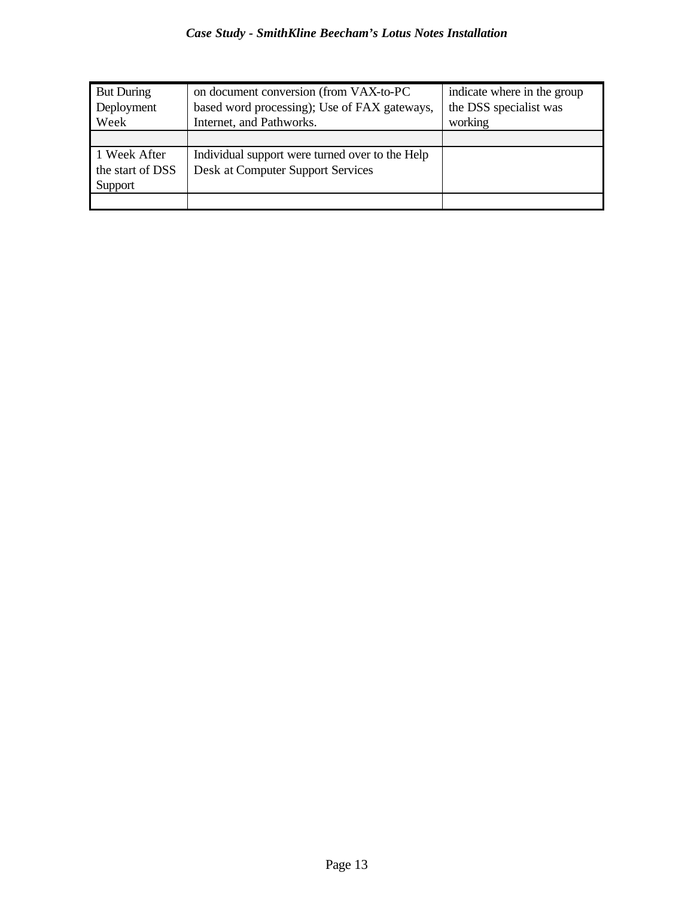| | | |
|---|---|---|
| But During Deployment Week | on document conversion (from VAX-to-PC based word processing); Use of FAX gateways, Internet, and Pathworks. | indicate where in the group the DSS specialist was working |
| | | |
| 1 Week After the start of DSS Support | Individual support were turned over to the Help Desk at Computer Support Services | |
| | | |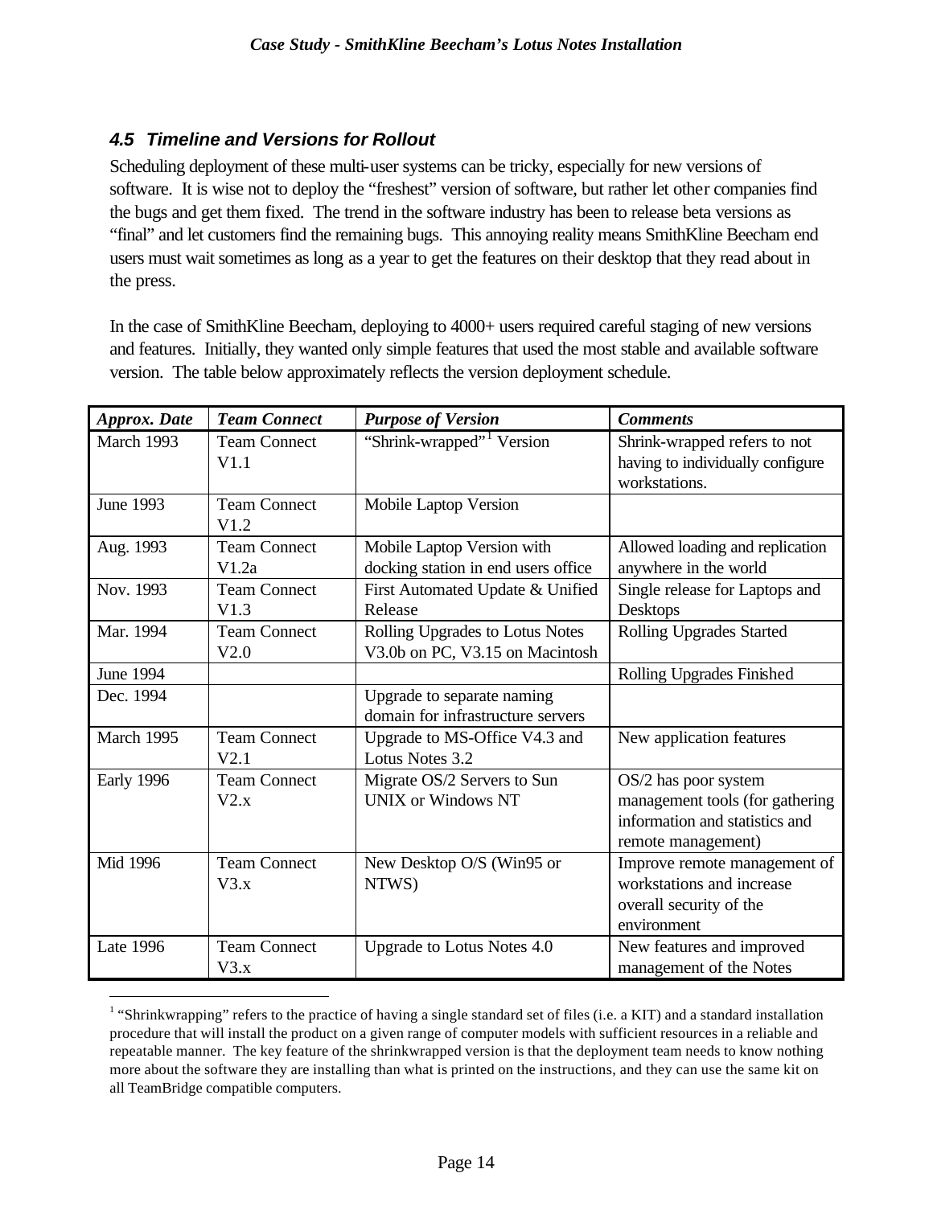### 4.5 Timeline and Versions for Rollout

Scheduling deployment of these multi-user systems can be tricky, especially for new versions of software. It is wise not to deploy the "freshest" version of software, but rather let other companies find the bugs and get them fixed. The trend in the software industry has been to release beta versions as "final" and let customers find the remaining bugs. This annoying reality means SmithKline Beecham end users must wait sometimes as long as a year to get the features on their desktop that they read about in the press.

In the case of SmithKline Beecham, deploying to 4000+ users required careful staging of new versions and features. Initially, they wanted only simple features that used the most stable and available software version. The table below approximately reflects the version deployment schedule.

| *Approx. Date* | *Team Connect* | *Purpose of Version* | *Comments* |
|---|---|---|---|
| March 1993 | Team Connect V1.1 | "Shrink-wrapped"[1] Version | Shrink-wrapped refers to not having to individually configure workstations. |
| June 1993 | Team Connect V1.2 | Mobile Laptop Version | |
| Aug. 1993 | Team Connect V1.2a | Mobile Laptop Version with docking station in end users office | Allowed loading and replication anywhere in the world |
| Nov. 1993 | Team Connect V1.3 | First Automated Update & Unified Release | Single release for Laptops and Desktops |
| Mar. 1994 | Team Connect V2.0 | Rolling Upgrades to Lotus Notes V3.0b on PC, V3.15 on Macintosh | Rolling Upgrades Started |
| June 1994 | | | Rolling Upgrades Finished |
| Dec. 1994 | | Upgrade to separate naming domain for infrastructure servers | |
| March 1995 | Team Connect V2.1 | Upgrade to MS-Office V4.3 and Lotus Notes 3.2 | New application features |
| Early 1996 | Team Connect V2.x | Migrate OS/2 Servers to Sun UNIX or Windows NT | OS/2 has poor system management tools (for gathering information and statistics and remote management) |
| Mid 1996 | Team Connect V3.x | New Desktop O/S (Win95 or NTWS) | Improve remote management of workstations and increase overall security of the environment |
| Late 1996 | Team Connect V3.x | Upgrade to Lotus Notes 4.0 | New features and improved management of the Notes |

[1] "Shrinkwrapping" refers to the practice of having a single standard set of files (i.e. a KIT) and a standard installation procedure that will install the product on a given range of computer models with sufficient resources in a reliable and repeatable manner. The key feature of the shrinkwrapped version is that the deployment team needs to know nothing more about the software they are installing than what is printed on the instructions, and they can use the same kit on all TeamBridge compatible computers.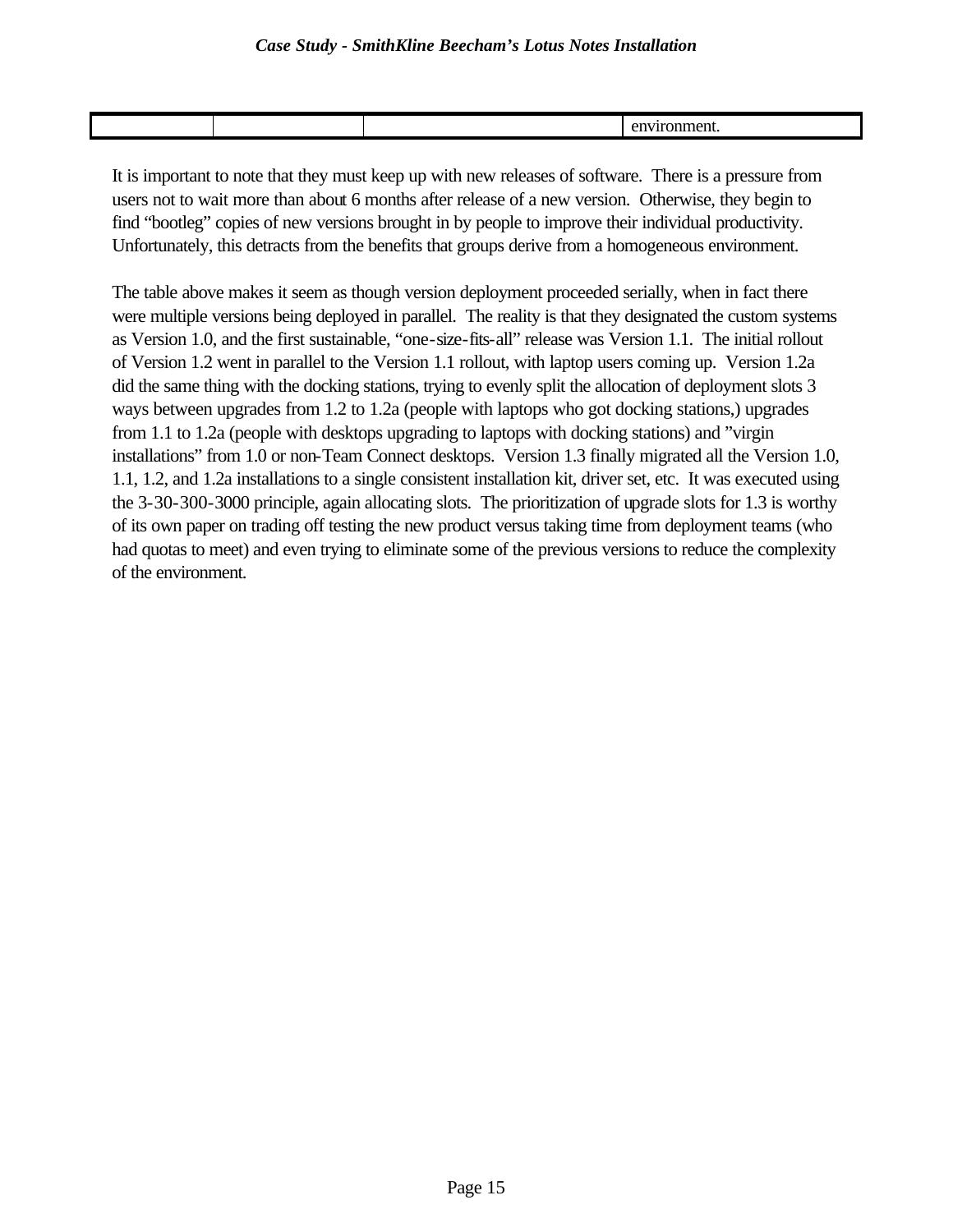| | | | environment. |
|---|---|---|---|

It is important to note that they must keep up with new releases of software. There is a pressure from users not to wait more than about 6 months after release of a new version. Otherwise, they begin to find "bootleg" copies of new versions brought in by people to improve their individual productivity. Unfortunately, this detracts from the benefits that groups derive from a homogeneous environment.

The table above makes it seem as though version deployment proceeded serially, when in fact there were multiple versions being deployed in parallel. The reality is that they designated the custom systems as Version 1.0, and the first sustainable, "one-size-fits-all" release was Version 1.1. The initial rollout of Version 1.2 went in parallel to the Version 1.1 rollout, with laptop users coming up. Version 1.2a did the same thing with the docking stations, trying to evenly split the allocation of deployment slots 3 ways between upgrades from 1.2 to 1.2a (people with laptops who got docking stations,) upgrades from 1.1 to 1.2a (people with desktops upgrading to laptops with docking stations) and "virgin installations" from 1.0 or non-Team Connect desktops. Version 1.3 finally migrated all the Version 1.0, 1.1, 1.2, and 1.2a installations to a single consistent installation kit, driver set, etc. It was executed using the 3-30-300-3000 principle, again allocating slots. The prioritization of upgrade slots for 1.3 is worthy of its own paper on trading off testing the new product versus taking time from deployment teams (who had quotas to meet) and even trying to eliminate some of the previous versions to reduce the complexity of the environment.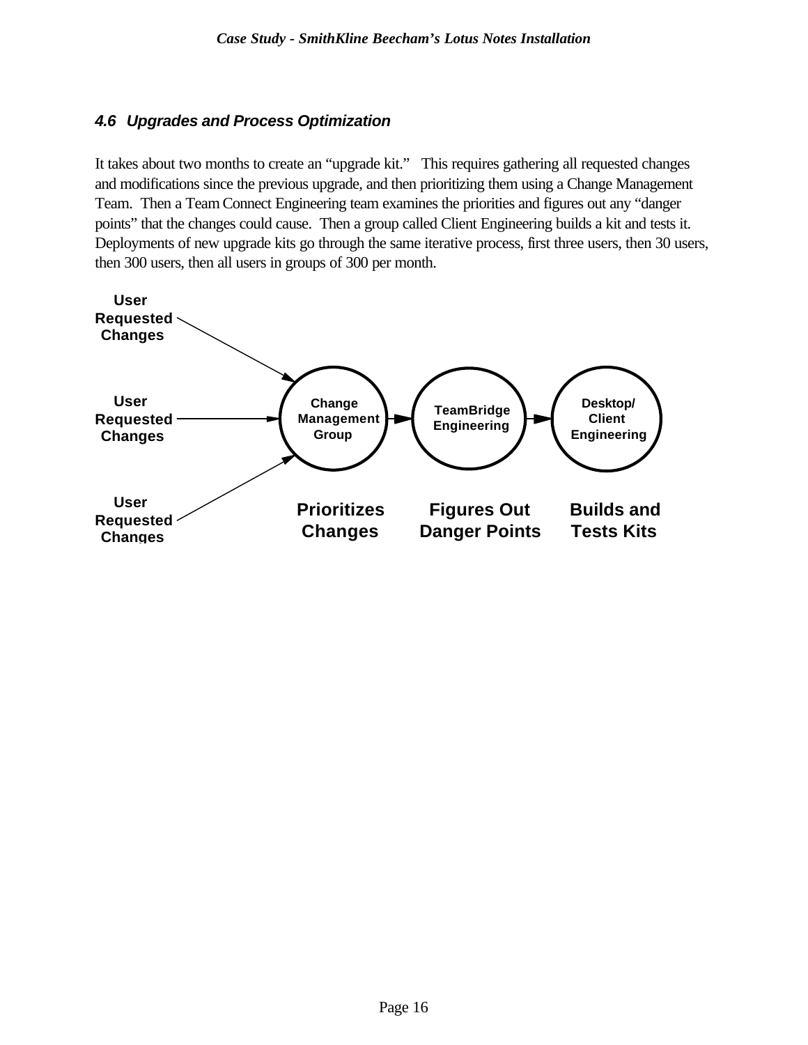### 4.6 Upgrades and Process Optimization

It takes about two months to create an "upgrade kit." This requires gathering all requested changes and modifications since the previous upgrade, and then prioritizing them using a Change Management Team. Then a Team Connect Engineering team examines the priorities and figures out any "danger points" that the changes could cause. Then a group called Client Engineering builds a kit and tests it. Deployments of new upgrade kits go through the same iterative process, first three users, then 30 users, then 300 users, then all users in groups of 300 per month.

User Requested Changes → Change Management Group → TeamBridge Engineering → Desktop/Client Engineering

User Requested Changes

User Requested Changes

Prioritizes Changes | Figures Out Danger Points | Builds and Tests Kits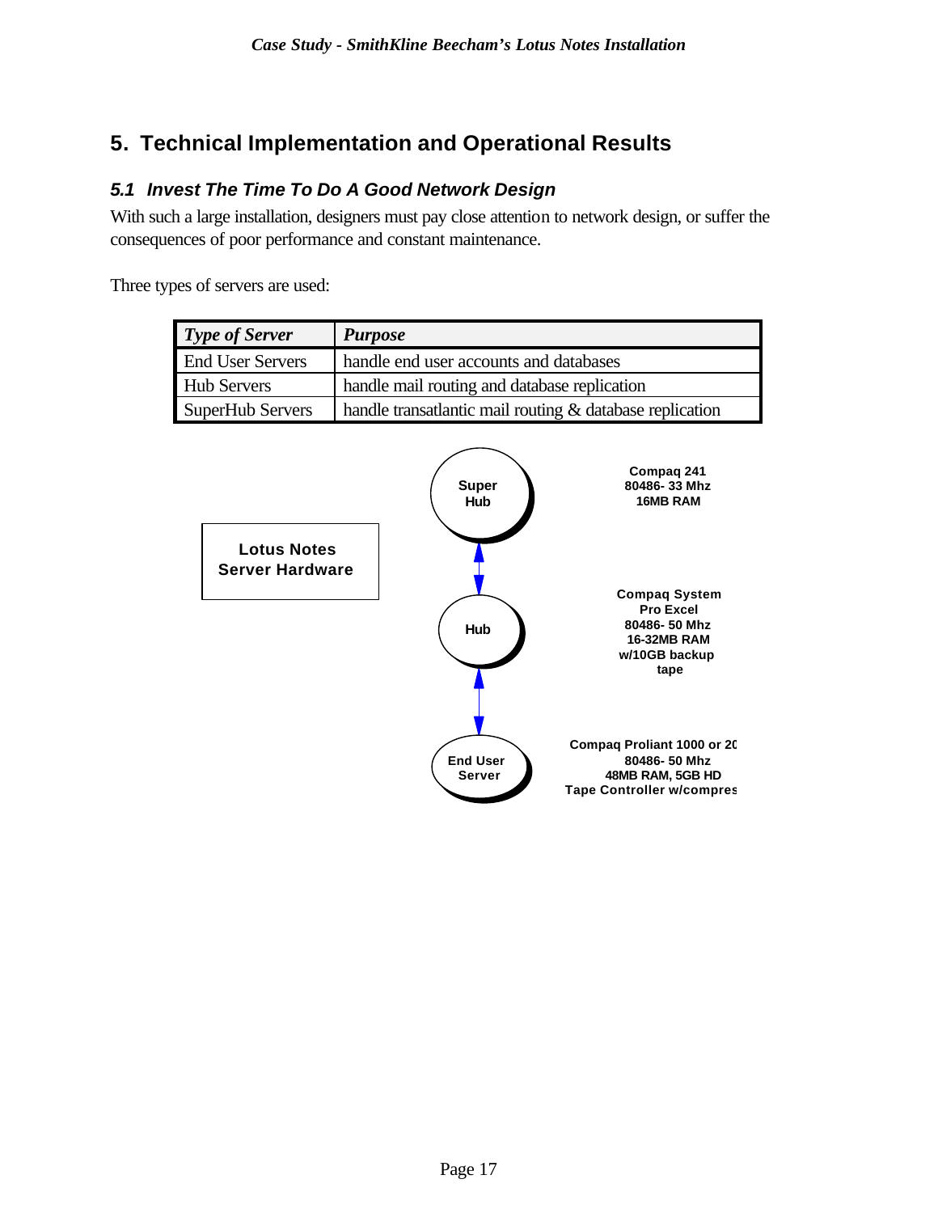## 5. Technical Implementation and Operational Results

### 5.1 Invest The Time To Do A Good Network Design

With such a large installation, designers must pay close attention to network design, or suffer the consequences of poor performance and constant maintenance.

Three types of servers are used:

| *Type of Server* | *Purpose* |
|---|---|
| End User Servers | handle end user accounts and databases |
| Hub Servers | handle mail routing and database replication |
| SuperHub Servers | handle transatlantic mail routing & database replication |

**Lotus Notes Server Hardware**

Super Hub

Compaq 241
80486- 33 Mhz
16MB RAM

Hub

Compaq System
Pro Excel
80486- 50 Mhz
16-32MB RAM
w/10GB backup
tape

End User Server

Compaq Proliant 1000 or 20
80486- 50 Mhz
48MB RAM, 5GB HD
Tape Controller w/compres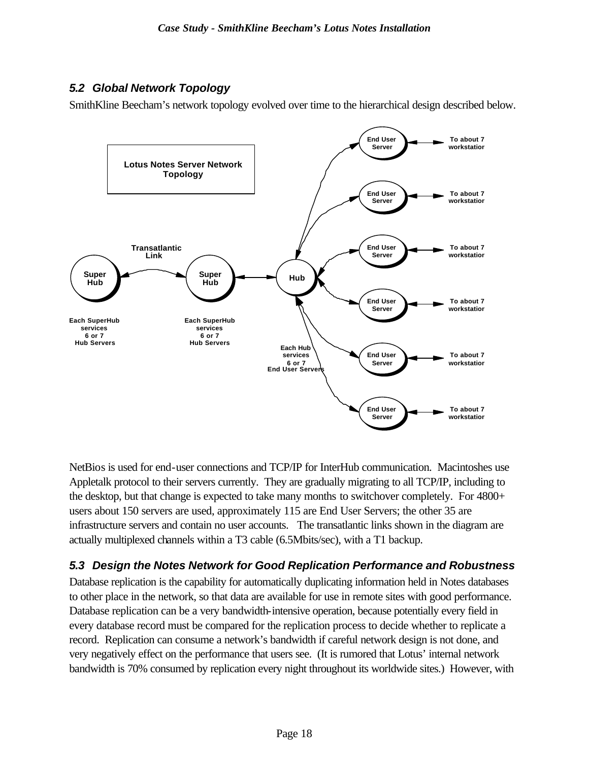## 5.2 Global Network Topology

SmithKline Beecham's network topology evolved over time to the hierarchical design described below.

**Lotus Notes Server Network Topology**

Transatlantic Link

Super Hub — Super Hub — Hub — End User Server (×6) — To about 7 workstatior

Each SuperHub services 6 or 7 Hub Servers

Each SuperHub services 6 or 7 Hub Servers

Each Hub services 6 or 7 End User Servers

NetBios is used for end-user connections and TCP/IP for InterHub communication. Macintoshes use Appletalk protocol to their servers currently. They are gradually migrating to all TCP/IP, including to the desktop, but that change is expected to take many months to switchover completely. For 4800+ users about 150 servers are used, approximately 115 are End User Servers; the other 35 are infrastructure servers and contain no user accounts. The transatlantic links shown in the diagram are actually multiplexed channels within a T3 cable (6.5Mbits/sec), with a T1 backup.

## 5.3 Design the Notes Network for Good Replication Performance and Robustness

Database replication is the capability for automatically duplicating information held in Notes databases to other place in the network, so that data are available for use in remote sites with good performance. Database replication can be a very bandwidth-intensive operation, because potentially every field in every database record must be compared for the replication process to decide whether to replicate a record. Replication can consume a network's bandwidth if careful network design is not done, and very negatively effect on the performance that users see. (It is rumored that Lotus' internal network bandwidth is 70% consumed by replication every night throughout its worldwide sites.) However, with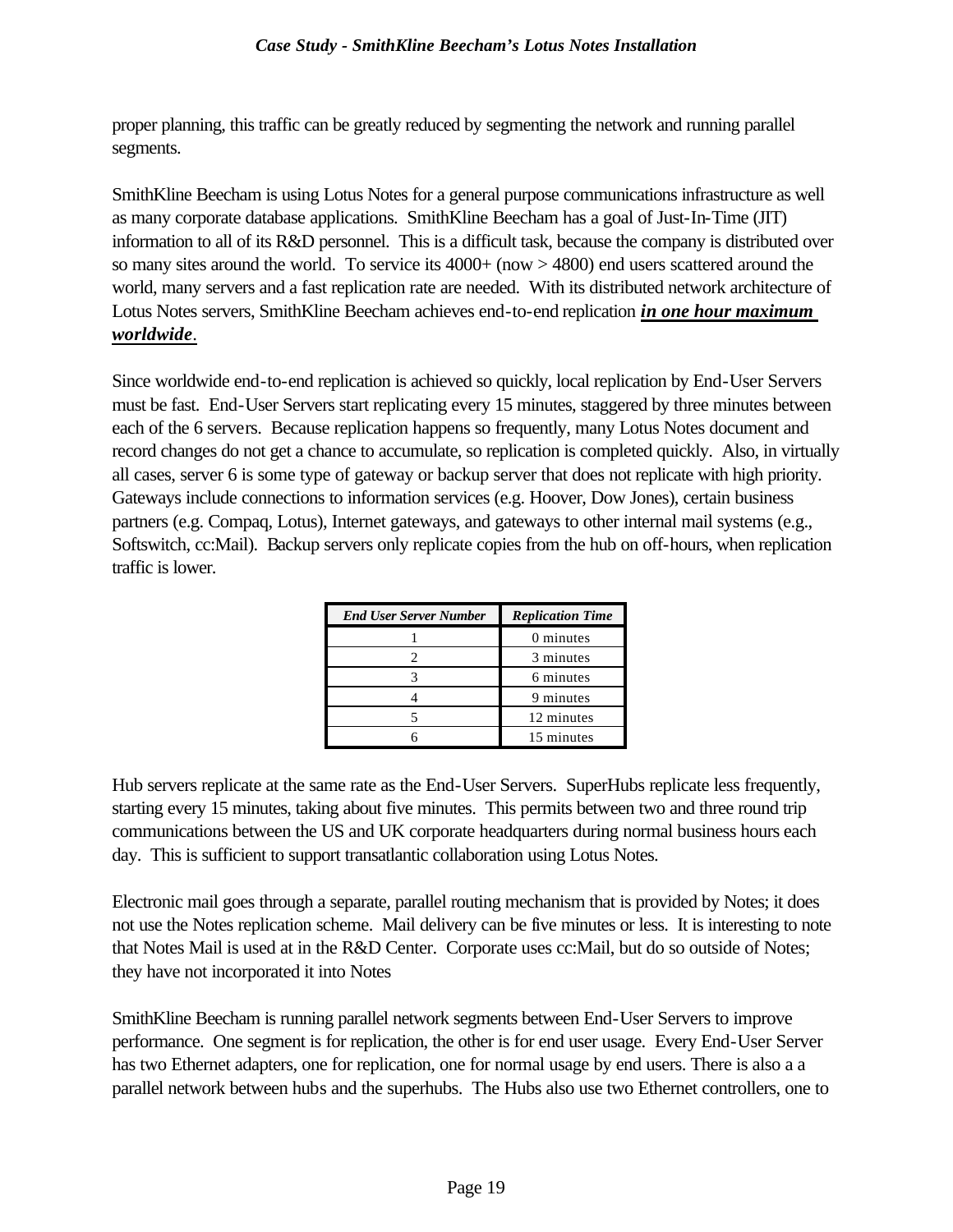proper planning, this traffic can be greatly reduced by segmenting the network and running parallel segments.

SmithKline Beecham is using Lotus Notes for a general purpose communications infrastructure as well as many corporate database applications. SmithKline Beecham has a goal of Just-In-Time (JIT) information to all of its R&D personnel. This is a difficult task, because the company is distributed over so many sites around the world. To service its 4000+ (now > 4800) end users scattered around the world, many servers and a fast replication rate are needed. With its distributed network architecture of Lotus Notes servers, SmithKline Beecham achieves end-to-end replication ***in one hour maximum worldwide***.

Since worldwide end-to-end replication is achieved so quickly, local replication by End-User Servers must be fast. End-User Servers start replicating every 15 minutes, staggered by three minutes between each of the 6 servers. Because replication happens so frequently, many Lotus Notes document and record changes do not get a chance to accumulate, so replication is completed quickly. Also, in virtually all cases, server 6 is some type of gateway or backup server that does not replicate with high priority. Gateways include connections to information services (e.g. Hoover, Dow Jones), certain business partners (e.g. Compaq, Lotus), Internet gateways, and gateways to other internal mail systems (e.g., Softswitch, cc:Mail). Backup servers only replicate copies from the hub on off-hours, when replication traffic is lower.

| ***End User Server Number*** | ***Replication Time*** |
|---|---|
| 1 | 0 minutes |
| 2 | 3 minutes |
| 3 | 6 minutes |
| 4 | 9 minutes |
| 5 | 12 minutes |
| 6 | 15 minutes |

Hub servers replicate at the same rate as the End-User Servers. SuperHubs replicate less frequently, starting every 15 minutes, taking about five minutes. This permits between two and three round trip communications between the US and UK corporate headquarters during normal business hours each day. This is sufficient to support transatlantic collaboration using Lotus Notes.

Electronic mail goes through a separate, parallel routing mechanism that is provided by Notes; it does not use the Notes replication scheme. Mail delivery can be five minutes or less. It is interesting to note that Notes Mail is used at in the R&D Center. Corporate uses cc:Mail, but do so outside of Notes; they have not incorporated it into Notes

SmithKline Beecham is running parallel network segments between End-User Servers to improve performance. One segment is for replication, the other is for end user usage. Every End-User Server has two Ethernet adapters, one for replication, one for normal usage by end users. There is also a a parallel network between hubs and the superhubs. The Hubs also use two Ethernet controllers, one to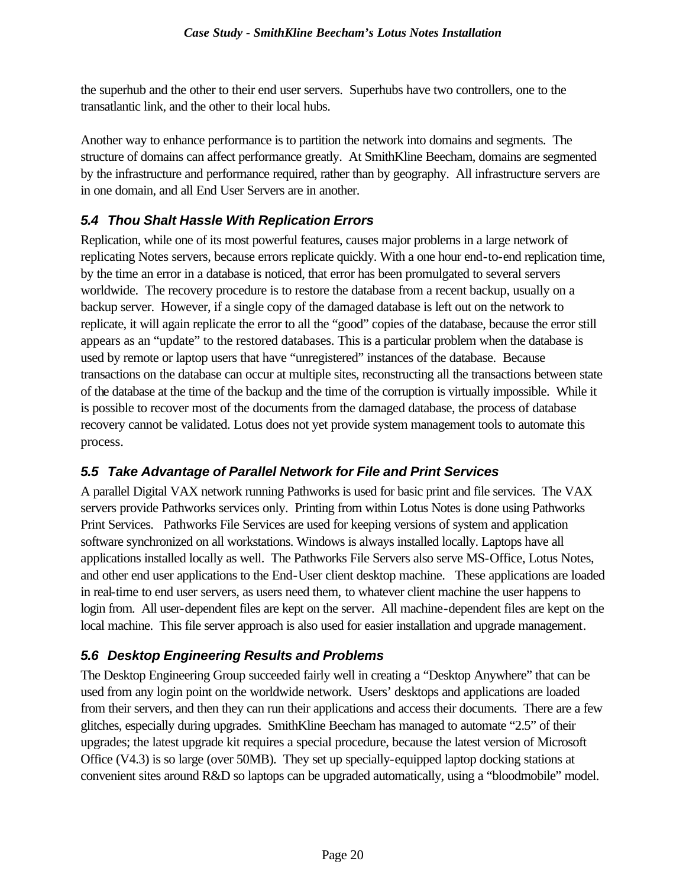the superhub and the other to their end user servers. Superhubs have two controllers, one to the transatlantic link, and the other to their local hubs.

Another way to enhance performance is to partition the network into domains and segments. The structure of domains can affect performance greatly. At SmithKline Beecham, domains are segmented by the infrastructure and performance required, rather than by geography. All infrastructure servers are in one domain, and all End User Servers are in another.

### *5.4 Thou Shalt Hassle With Replication Errors*

Replication, while one of its most powerful features, causes major problems in a large network of replicating Notes servers, because errors replicate quickly. With a one hour end-to-end replication time, by the time an error in a database is noticed, that error has been promulgated to several servers worldwide. The recovery procedure is to restore the database from a recent backup, usually on a backup server. However, if a single copy of the damaged database is left out on the network to replicate, it will again replicate the error to all the "good" copies of the database, because the error still appears as an "update" to the restored databases. This is a particular problem when the database is used by remote or laptop users that have "unregistered" instances of the database. Because transactions on the database can occur at multiple sites, reconstructing all the transactions between state of the database at the time of the backup and the time of the corruption is virtually impossible. While it is possible to recover most of the documents from the damaged database, the process of database recovery cannot be validated. Lotus does not yet provide system management tools to automate this process.

### *5.5 Take Advantage of Parallel Network for File and Print Services*

A parallel Digital VAX network running Pathworks is used for basic print and file services. The VAX servers provide Pathworks services only. Printing from within Lotus Notes is done using Pathworks Print Services. Pathworks File Services are used for keeping versions of system and application software synchronized on all workstations. Windows is always installed locally. Laptops have all applications installed locally as well. The Pathworks File Servers also serve MS-Office, Lotus Notes, and other end user applications to the End-User client desktop machine. These applications are loaded in real-time to end user servers, as users need them, to whatever client machine the user happens to login from. All user-dependent files are kept on the server. All machine-dependent files are kept on the local machine. This file server approach is also used for easier installation and upgrade management.

### *5.6 Desktop Engineering Results and Problems*

The Desktop Engineering Group succeeded fairly well in creating a "Desktop Anywhere" that can be used from any login point on the worldwide network. Users' desktops and applications are loaded from their servers, and then they can run their applications and access their documents. There are a few glitches, especially during upgrades. SmithKline Beecham has managed to automate "2.5" of their upgrades; the latest upgrade kit requires a special procedure, because the latest version of Microsoft Office (V4.3) is so large (over 50MB). They set up specially-equipped laptop docking stations at convenient sites around R&D so laptops can be upgraded automatically, using a "bloodmobile" model.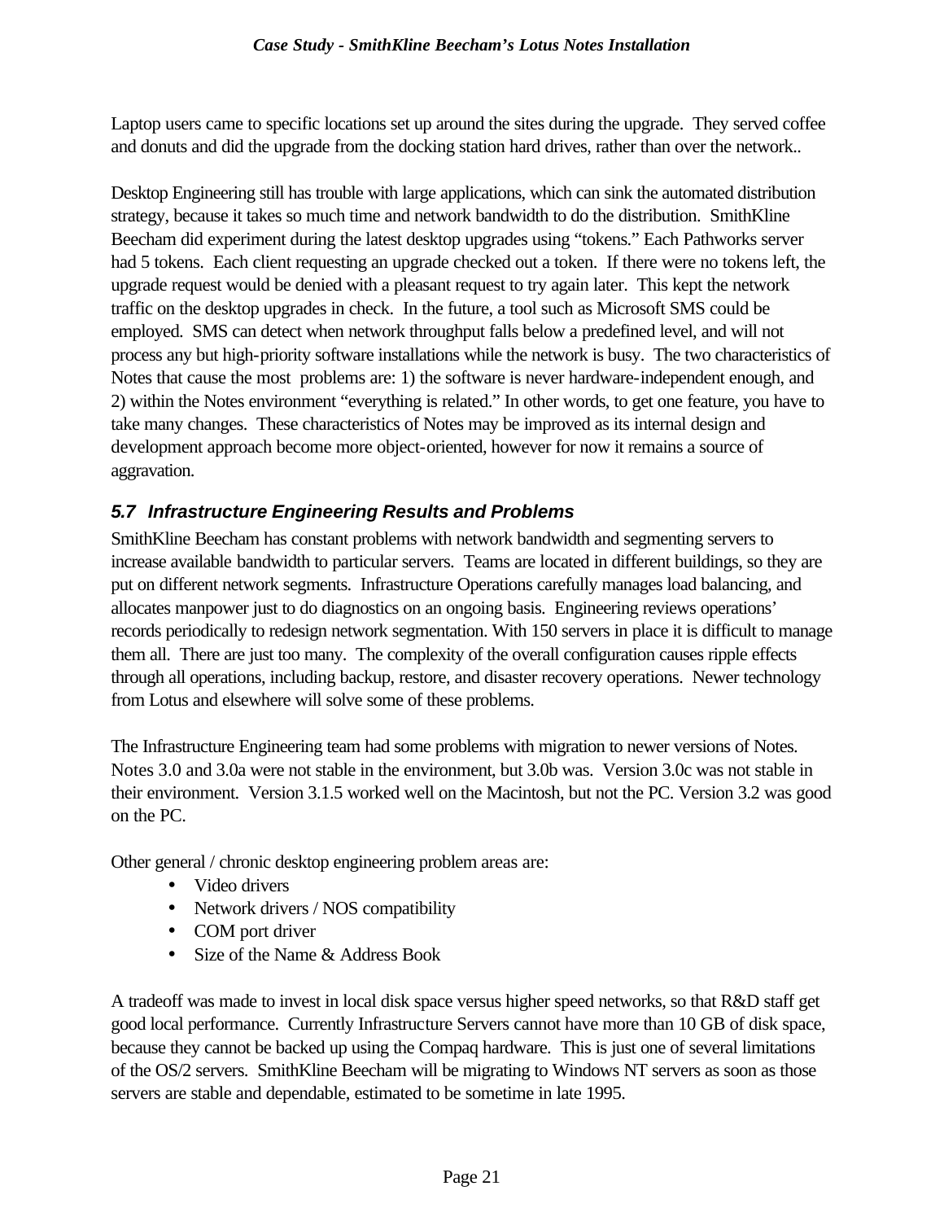Laptop users came to specific locations set up around the sites during the upgrade. They served coffee and donuts and did the upgrade from the docking station hard drives, rather than over the network..

Desktop Engineering still has trouble with large applications, which can sink the automated distribution strategy, because it takes so much time and network bandwidth to do the distribution. SmithKline Beecham did experiment during the latest desktop upgrades using "tokens." Each Pathworks server had 5 tokens. Each client requesting an upgrade checked out a token. If there were no tokens left, the upgrade request would be denied with a pleasant request to try again later. This kept the network traffic on the desktop upgrades in check. In the future, a tool such as Microsoft SMS could be employed. SMS can detect when network throughput falls below a predefined level, and will not process any but high-priority software installations while the network is busy. The two characteristics of Notes that cause the most problems are: 1) the software is never hardware-independent enough, and 2) within the Notes environment "everything is related." In other words, to get one feature, you have to take many changes. These characteristics of Notes may be improved as its internal design and development approach become more object-oriented, however for now it remains a source of aggravation.

### *5.7 Infrastructure Engineering Results and Problems*

SmithKline Beecham has constant problems with network bandwidth and segmenting servers to increase available bandwidth to particular servers. Teams are located in different buildings, so they are put on different network segments. Infrastructure Operations carefully manages load balancing, and allocates manpower just to do diagnostics on an ongoing basis. Engineering reviews operations' records periodically to redesign network segmentation. With 150 servers in place it is difficult to manage them all. There are just too many. The complexity of the overall configuration causes ripple effects through all operations, including backup, restore, and disaster recovery operations. Newer technology from Lotus and elsewhere will solve some of these problems.

The Infrastructure Engineering team had some problems with migration to newer versions of Notes. Notes 3.0 and 3.0a were not stable in the environment, but 3.0b was. Version 3.0c was not stable in their environment. Version 3.1.5 worked well on the Macintosh, but not the PC. Version 3.2 was good on the PC.

Other general / chronic desktop engineering problem areas are:

- Video drivers
- Network drivers / NOS compatibility
- COM port driver
- Size of the Name & Address Book

A tradeoff was made to invest in local disk space versus higher speed networks, so that R&D staff get good local performance. Currently Infrastructure Servers cannot have more than 10 GB of disk space, because they cannot be backed up using the Compaq hardware. This is just one of several limitations of the OS/2 servers. SmithKline Beecham will be migrating to Windows NT servers as soon as those servers are stable and dependable, estimated to be sometime in late 1995.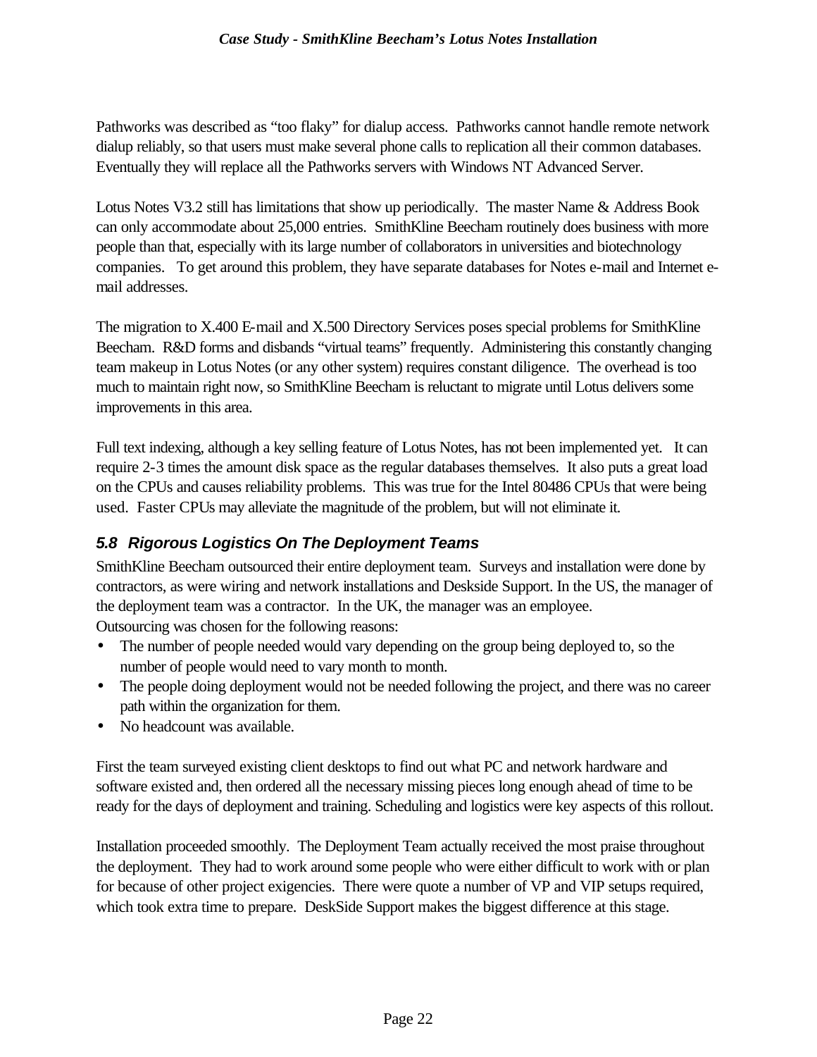Pathworks was described as "too flaky" for dialup access. Pathworks cannot handle remote network dialup reliably, so that users must make several phone calls to replication all their common databases. Eventually they will replace all the Pathworks servers with Windows NT Advanced Server.

Lotus Notes V3.2 still has limitations that show up periodically. The master Name & Address Book can only accommodate about 25,000 entries. SmithKline Beecham routinely does business with more people than that, especially with its large number of collaborators in universities and biotechnology companies. To get around this problem, they have separate databases for Notes e-mail and Internet e-mail addresses.

The migration to X.400 E-mail and X.500 Directory Services poses special problems for SmithKline Beecham. R&D forms and disbands "virtual teams" frequently. Administering this constantly changing team makeup in Lotus Notes (or any other system) requires constant diligence. The overhead is too much to maintain right now, so SmithKline Beecham is reluctant to migrate until Lotus delivers some improvements in this area.

Full text indexing, although a key selling feature of Lotus Notes, has not been implemented yet. It can require 2-3 times the amount disk space as the regular databases themselves. It also puts a great load on the CPUs and causes reliability problems. This was true for the Intel 80486 CPUs that were being used. Faster CPUs may alleviate the magnitude of the problem, but will not eliminate it.

### 5.8 Rigorous Logistics On The Deployment Teams

SmithKline Beecham outsourced their entire deployment team. Surveys and installation were done by contractors, as were wiring and network installations and Deskside Support. In the US, the manager of the deployment team was a contractor. In the UK, the manager was an employee.
Outsourcing was chosen for the following reasons:

- The number of people needed would vary depending on the group being deployed to, so the number of people would need to vary month to month.
- The people doing deployment would not be needed following the project, and there was no career path within the organization for them.
- No headcount was available.

First the team surveyed existing client desktops to find out what PC and network hardware and software existed and, then ordered all the necessary missing pieces long enough ahead of time to be ready for the days of deployment and training. Scheduling and logistics were key aspects of this rollout.

Installation proceeded smoothly. The Deployment Team actually received the most praise throughout the deployment. They had to work around some people who were either difficult to work with or plan for because of other project exigencies. There were quote a number of VP and VIP setups required, which took extra time to prepare. DeskSide Support makes the biggest difference at this stage.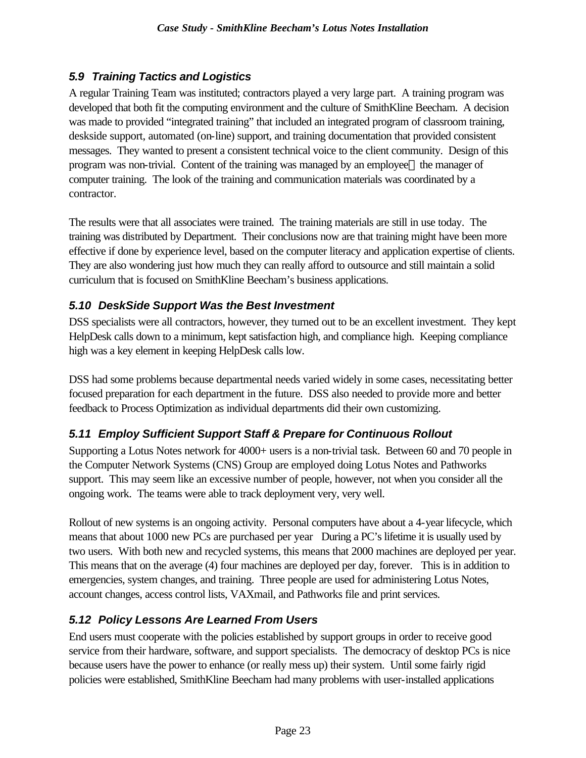### *5.9 Training Tactics and Logistics*

A regular Training Team was instituted; contractors played a very large part. A training program was developed that both fit the computing environment and the culture of SmithKline Beecham. A decision was made to provided "integrated training" that included an integrated program of classroom training, deskside support, automated (on-line) support, and training documentation that provided consistent messages. They wanted to present a consistent technical voice to the client community. Design of this program was non-trivial. Content of the training was managed by an employee the manager of computer training. The look of the training and communication materials was coordinated by a contractor.

The results were that all associates were trained. The training materials are still in use today. The training was distributed by Department. Their conclusions now are that training might have been more effective if done by experience level, based on the computer literacy and application expertise of clients. They are also wondering just how much they can really afford to outsource and still maintain a solid curriculum that is focused on SmithKline Beecham's business applications.

### *5.10 DeskSide Support Was the Best Investment*

DSS specialists were all contractors, however, they turned out to be an excellent investment. They kept HelpDesk calls down to a minimum, kept satisfaction high, and compliance high. Keeping compliance high was a key element in keeping HelpDesk calls low.

DSS had some problems because departmental needs varied widely in some cases, necessitating better focused preparation for each department in the future. DSS also needed to provide more and better feedback to Process Optimization as individual departments did their own customizing.

### *5.11 Employ Sufficient Support Staff & Prepare for Continuous Rollout*

Supporting a Lotus Notes network for 4000+ users is a non-trivial task. Between 60 and 70 people in the Computer Network Systems (CNS) Group are employed doing Lotus Notes and Pathworks support. This may seem like an excessive number of people, however, not when you consider all the ongoing work. The teams were able to track deployment very, very well.

Rollout of new systems is an ongoing activity. Personal computers have about a 4-year lifecycle, which means that about 1000 new PCs are purchased per year During a PC's lifetime it is usually used by two users. With both new and recycled systems, this means that 2000 machines are deployed per year. This means that on the average (4) four machines are deployed per day, forever. This is in addition to emergencies, system changes, and training. Three people are used for administering Lotus Notes, account changes, access control lists, VAXmail, and Pathworks file and print services.

### *5.12 Policy Lessons Are Learned From Users*

End users must cooperate with the policies established by support groups in order to receive good service from their hardware, software, and support specialists. The democracy of desktop PCs is nice because users have the power to enhance (or really mess up) their system. Until some fairly rigid policies were established, SmithKline Beecham had many problems with user-installed applications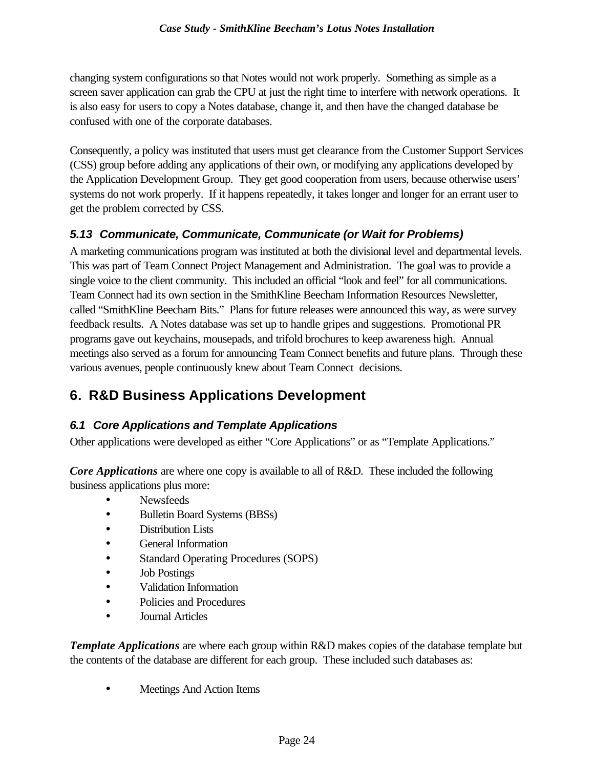changing system configurations so that Notes would not work properly. Something as simple as a screen saver application can grab the CPU at just the right time to interfere with network operations. It is also easy for users to copy a Notes database, change it, and then have the changed database be confused with one of the corporate databases.

Consequently, a policy was instituted that users must get clearance from the Customer Support Services (CSS) group before adding any applications of their own, or modifying any applications developed by the Application Development Group. They get good cooperation from users, because otherwise users' systems do not work properly. If it happens repeatedly, it takes longer and longer for an errant user to get the problem corrected by CSS.

### *5.13 Communicate, Communicate, Communicate (or Wait for Problems)*

A marketing communications program was instituted at both the divisional level and departmental levels. This was part of Team Connect Project Management and Administration. The goal was to provide a single voice to the client community. This included an official "look and feel" for all communications. Team Connect had its own section in the SmithKline Beecham Information Resources Newsletter, called "SmithKline Beecham Bits." Plans for future releases were announced this way, as were survey feedback results. A Notes database was set up to handle gripes and suggestions. Promotional PR programs gave out keychains, mousepads, and trifold brochures to keep awareness high. Annual meetings also served as a forum for announcing Team Connect benefits and future plans. Through these various avenues, people continuously knew about Team Connect decisions.

## 6. R&D Business Applications Development

### *6.1 Core Applications and Template Applications*

Other applications were developed as either "Core Applications" or as "Template Applications."

***Core Applications*** are where one copy is available to all of R&D. These included the following business applications plus more:

- Newsfeeds
- Bulletin Board Systems (BBSs)
- Distribution Lists
- General Information
- Standard Operating Procedures (SOPS)
- Job Postings
- Validation Information
- Policies and Procedures
- Journal Articles

***Template Applications*** are where each group within R&D makes copies of the database template but the contents of the database are different for each group. These included such databases as:

- Meetings And Action Items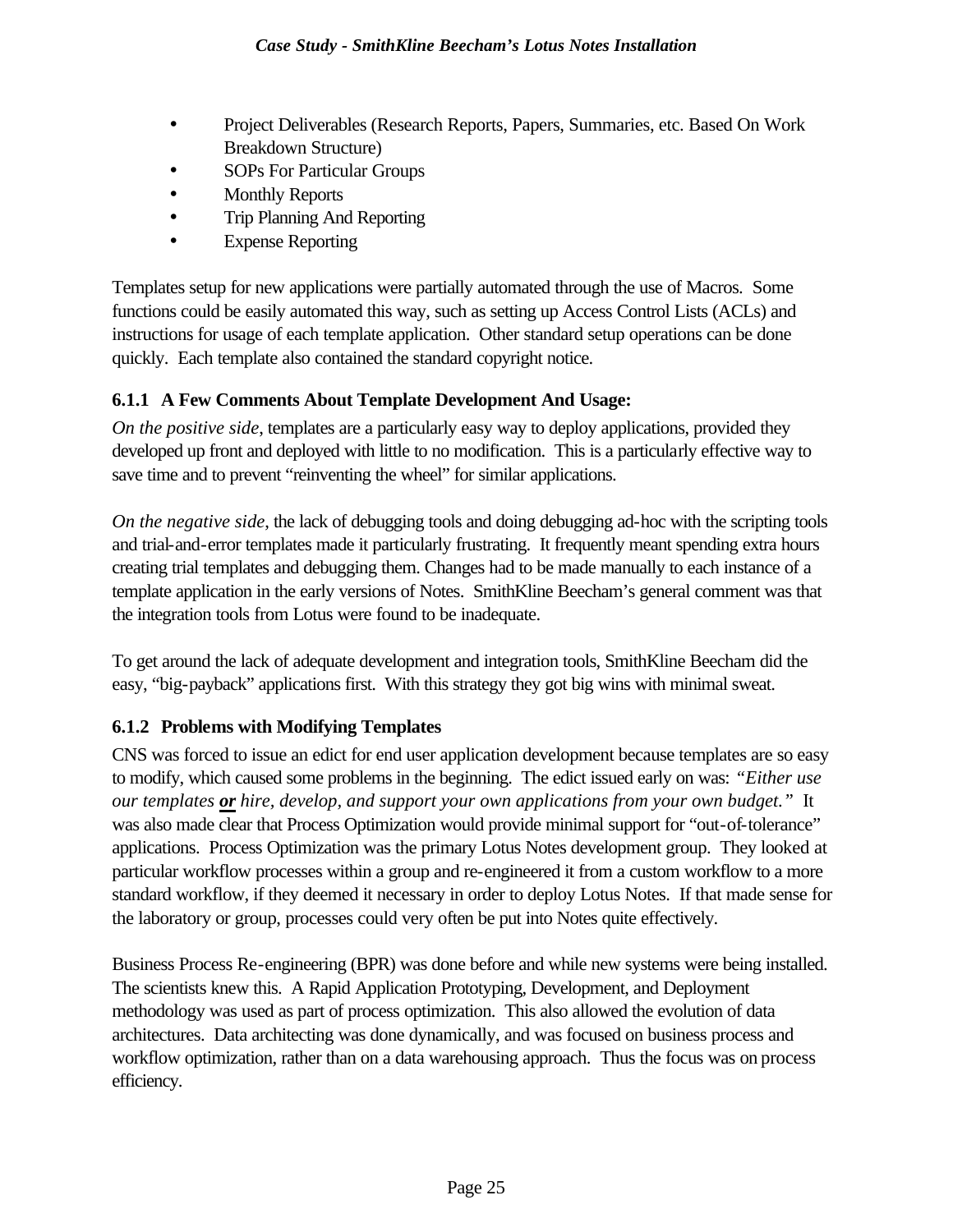- Project Deliverables (Research Reports, Papers, Summaries, etc. Based On Work Breakdown Structure)
- SOPs For Particular Groups
- Monthly Reports
- Trip Planning And Reporting
- Expense Reporting

Templates setup for new applications were partially automated through the use of Macros. Some functions could be easily automated this way, such as setting up Access Control Lists (ACLs) and instructions for usage of each template application. Other standard setup operations can be done quickly. Each template also contained the standard copyright notice.

### 6.1.1 A Few Comments About Template Development And Usage:

*On the positive side*, templates are a particularly easy way to deploy applications, provided they developed up front and deployed with little to no modification. This is a particularly effective way to save time and to prevent "reinventing the wheel" for similar applications.

*On the negative side*, the lack of debugging tools and doing debugging ad-hoc with the scripting tools and trial-and-error templates made it particularly frustrating. It frequently meant spending extra hours creating trial templates and debugging them. Changes had to be made manually to each instance of a template application in the early versions of Notes. SmithKline Beecham's general comment was that the integration tools from Lotus were found to be inadequate.

To get around the lack of adequate development and integration tools, SmithKline Beecham did the easy, "big-payback" applications first. With this strategy they got big wins with minimal sweat.

### 6.1.2 Problems with Modifying Templates

CNS was forced to issue an edict for end user application development because templates are so easy to modify, which caused some problems in the beginning. The edict issued early on was: *"Either use our templates **or** hire, develop, and support your own applications from your own budget."* It was also made clear that Process Optimization would provide minimal support for "out-of-tolerance" applications. Process Optimization was the primary Lotus Notes development group. They looked at particular workflow processes within a group and re-engineered it from a custom workflow to a more standard workflow, if they deemed it necessary in order to deploy Lotus Notes. If that made sense for the laboratory or group, processes could very often be put into Notes quite effectively.

Business Process Re-engineering (BPR) was done before and while new systems were being installed. The scientists knew this. A Rapid Application Prototyping, Development, and Deployment methodology was used as part of process optimization. This also allowed the evolution of data architectures. Data architecting was done dynamically, and was focused on business process and workflow optimization, rather than on a data warehousing approach. Thus the focus was on process efficiency.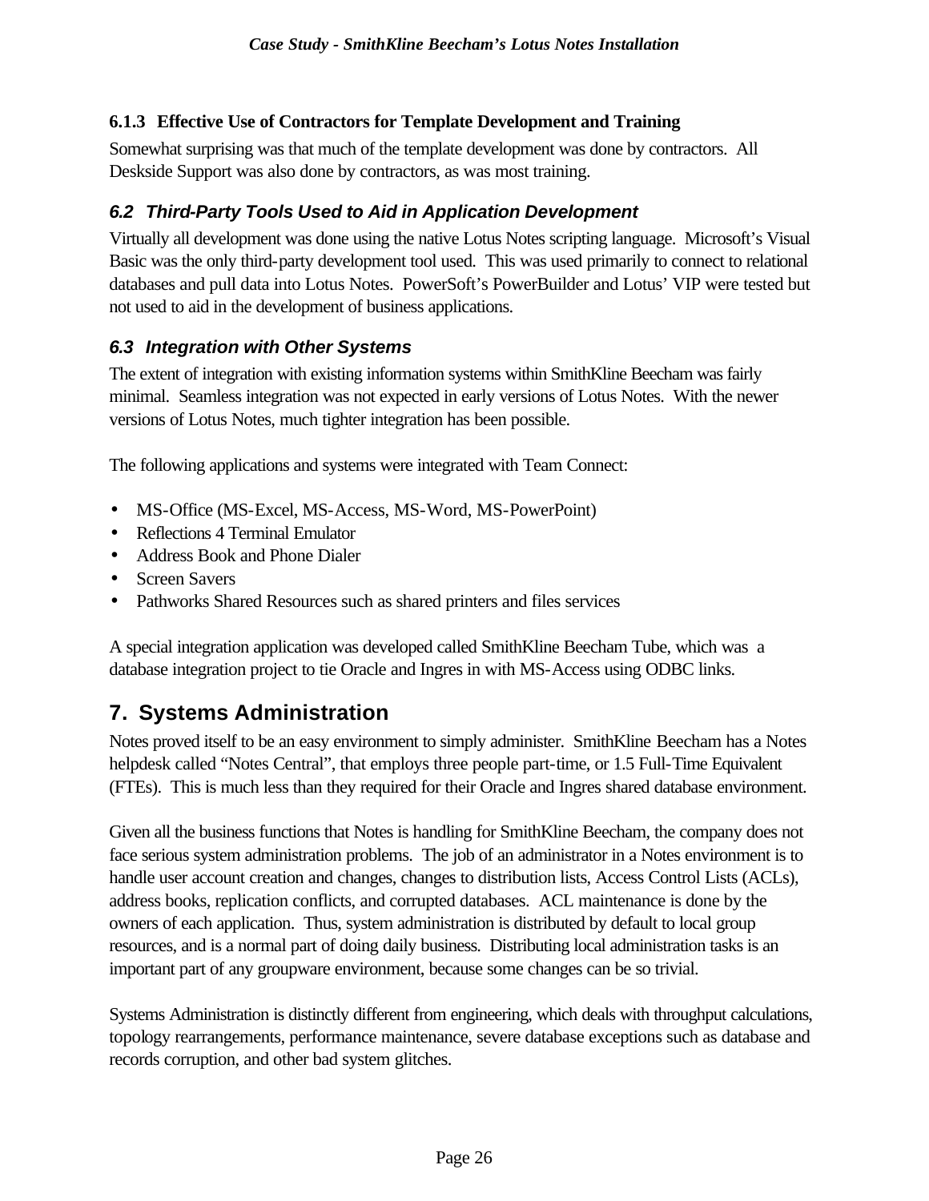#### 6.1.3 Effective Use of Contractors for Template Development and Training

Somewhat surprising was that much of the template development was done by contractors. All Deskside Support was also done by contractors, as was most training.

### *6.2 Third-Party Tools Used to Aid in Application Development*

Virtually all development was done using the native Lotus Notes scripting language. Microsoft's Visual Basic was the only third-party development tool used. This was used primarily to connect to relational databases and pull data into Lotus Notes. PowerSoft's PowerBuilder and Lotus' VIP were tested but not used to aid in the development of business applications.

### *6.3 Integration with Other Systems*

The extent of integration with existing information systems within SmithKline Beecham was fairly minimal. Seamless integration was not expected in early versions of Lotus Notes. With the newer versions of Lotus Notes, much tighter integration has been possible.

The following applications and systems were integrated with Team Connect:

- MS-Office (MS-Excel, MS-Access, MS-Word, MS-PowerPoint)
- Reflections 4 Terminal Emulator
- Address Book and Phone Dialer
- Screen Savers
- Pathworks Shared Resources such as shared printers and files services

A special integration application was developed called SmithKline Beecham Tube, which was a database integration project to tie Oracle and Ingres in with MS-Access using ODBC links.

## 7. Systems Administration

Notes proved itself to be an easy environment to simply administer. SmithKline Beecham has a Notes helpdesk called "Notes Central", that employs three people part-time, or 1.5 Full-Time Equivalent (FTEs). This is much less than they required for their Oracle and Ingres shared database environment.

Given all the business functions that Notes is handling for SmithKline Beecham, the company does not face serious system administration problems. The job of an administrator in a Notes environment is to handle user account creation and changes, changes to distribution lists, Access Control Lists (ACLs), address books, replication conflicts, and corrupted databases. ACL maintenance is done by the owners of each application. Thus, system administration is distributed by default to local group resources, and is a normal part of doing daily business. Distributing local administration tasks is an important part of any groupware environment, because some changes can be so trivial.

Systems Administration is distinctly different from engineering, which deals with throughput calculations, topology rearrangements, performance maintenance, severe database exceptions such as database and records corruption, and other bad system glitches.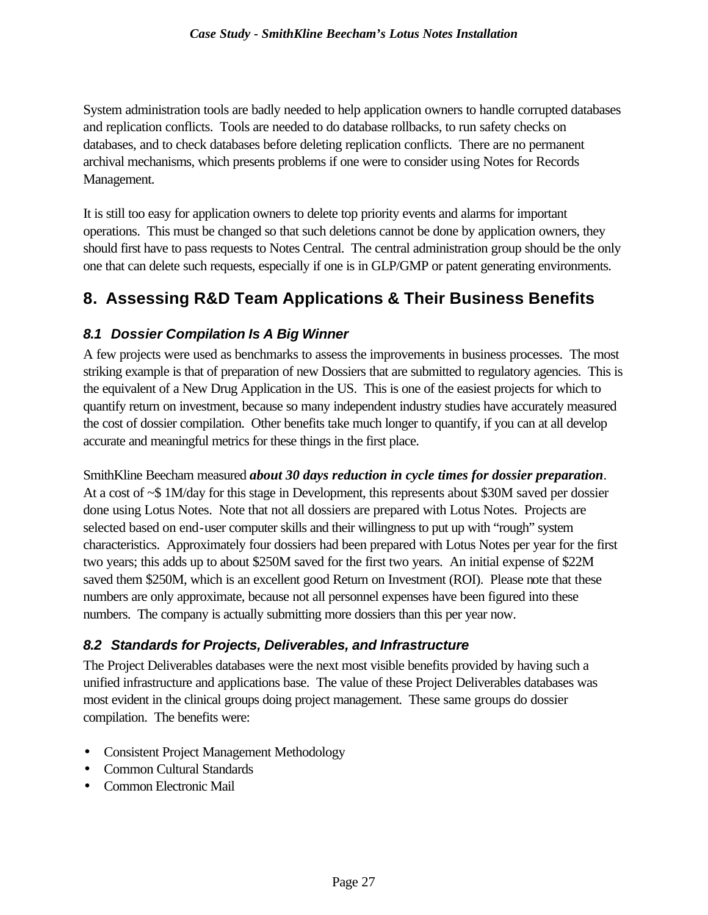System administration tools are badly needed to help application owners to handle corrupted databases and replication conflicts. Tools are needed to do database rollbacks, to run safety checks on databases, and to check databases before deleting replication conflicts. There are no permanent archival mechanisms, which presents problems if one were to consider using Notes for Records Management.

It is still too easy for application owners to delete top priority events and alarms for important operations. This must be changed so that such deletions cannot be done by application owners, they should first have to pass requests to Notes Central. The central administration group should be the only one that can delete such requests, especially if one is in GLP/GMP or patent generating environments.

## 8. Assessing R&D Team Applications & Their Business Benefits

### *8.1 Dossier Compilation Is A Big Winner*

A few projects were used as benchmarks to assess the improvements in business processes. The most striking example is that of preparation of new Dossiers that are submitted to regulatory agencies. This is the equivalent of a New Drug Application in the US. This is one of the easiest projects for which to quantify return on investment, because so many independent industry studies have accurately measured the cost of dossier compilation. Other benefits take much longer to quantify, if you can at all develop accurate and meaningful metrics for these things in the first place.

SmithKline Beecham measured ***about 30 days reduction in cycle times for dossier preparation***. At a cost of ~$ 1M/day for this stage in Development, this represents about $30M saved per dossier done using Lotus Notes. Note that not all dossiers are prepared with Lotus Notes. Projects are selected based on end-user computer skills and their willingness to put up with "rough" system characteristics. Approximately four dossiers had been prepared with Lotus Notes per year for the first two years; this adds up to about $250M saved for the first two years. An initial expense of $22M saved them $250M, which is an excellent good Return on Investment (ROI). Please note that these numbers are only approximate, because not all personnel expenses have been figured into these numbers. The company is actually submitting more dossiers than this per year now.

### *8.2 Standards for Projects, Deliverables, and Infrastructure*

The Project Deliverables databases were the next most visible benefits provided by having such a unified infrastructure and applications base. The value of these Project Deliverables databases was most evident in the clinical groups doing project management. These same groups do dossier compilation. The benefits were:

- Consistent Project Management Methodology
- Common Cultural Standards
- Common Electronic Mail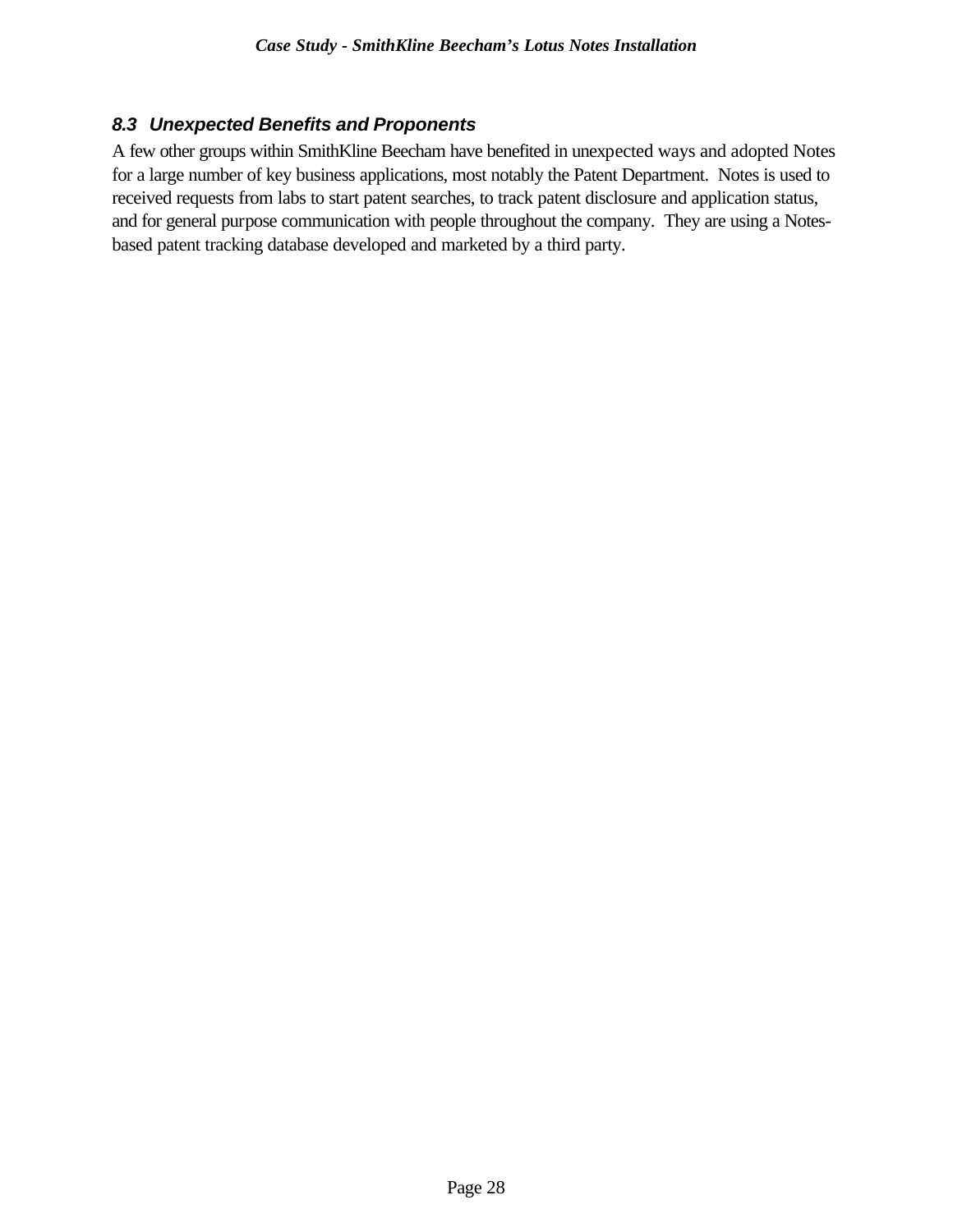### 8.3 Unexpected Benefits and Proponents

A few other groups within SmithKline Beecham have benefited in unexpected ways and adopted Notes for a large number of key business applications, most notably the Patent Department. Notes is used to received requests from labs to start patent searches, to track patent disclosure and application status, and for general purpose communication with people throughout the company. They are using a Notes-based patent tracking database developed and marketed by a third party.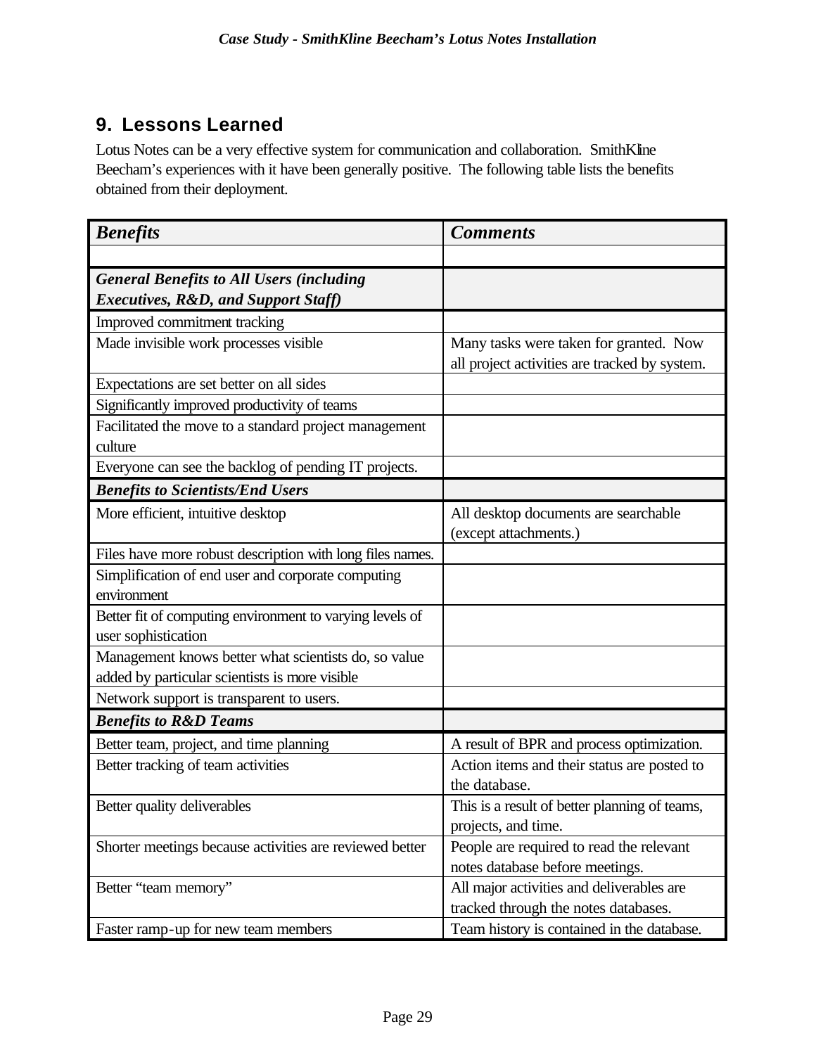## 9. Lessons Learned

Lotus Notes can be a very effective system for communication and collaboration. SmithKline Beecham's experiences with it have been generally positive. The following table lists the benefits obtained from their deployment.

| ***Benefits*** | ***Comments*** |
|---|---|
| | |
| ***General Benefits to All Users (including Executives, R&D, and Support Staff)*** | |
| Improved commitment tracking | |
| Made invisible work processes visible | Many tasks were taken for granted. Now all project activities are tracked by system. |
| Expectations are set better on all sides | |
| Significantly improved productivity of teams | |
| Facilitated the move to a standard project management culture | |
| Everyone can see the backlog of pending IT projects. | |
| ***Benefits to Scientists/End Users*** | |
| More efficient, intuitive desktop | All desktop documents are searchable (except attachments.) |
| Files have more robust description with long files names. | |
| Simplification of end user and corporate computing environment | |
| Better fit of computing environment to varying levels of user sophistication | |
| Management knows better what scientists do, so value added by particular scientists is more visible | |
| Network support is transparent to users. | |
| ***Benefits to R&D Teams*** | |
| Better team, project, and time planning | A result of BPR and process optimization. |
| Better tracking of team activities | Action items and their status are posted to the database. |
| Better quality deliverables | This is a result of better planning of teams, projects, and time. |
| Shorter meetings because activities are reviewed better | People are required to read the relevant notes database before meetings. |
| Better "team memory" | All major activities and deliverables are tracked through the notes databases. |
| Faster ramp-up for new team members | Team history is contained in the database. |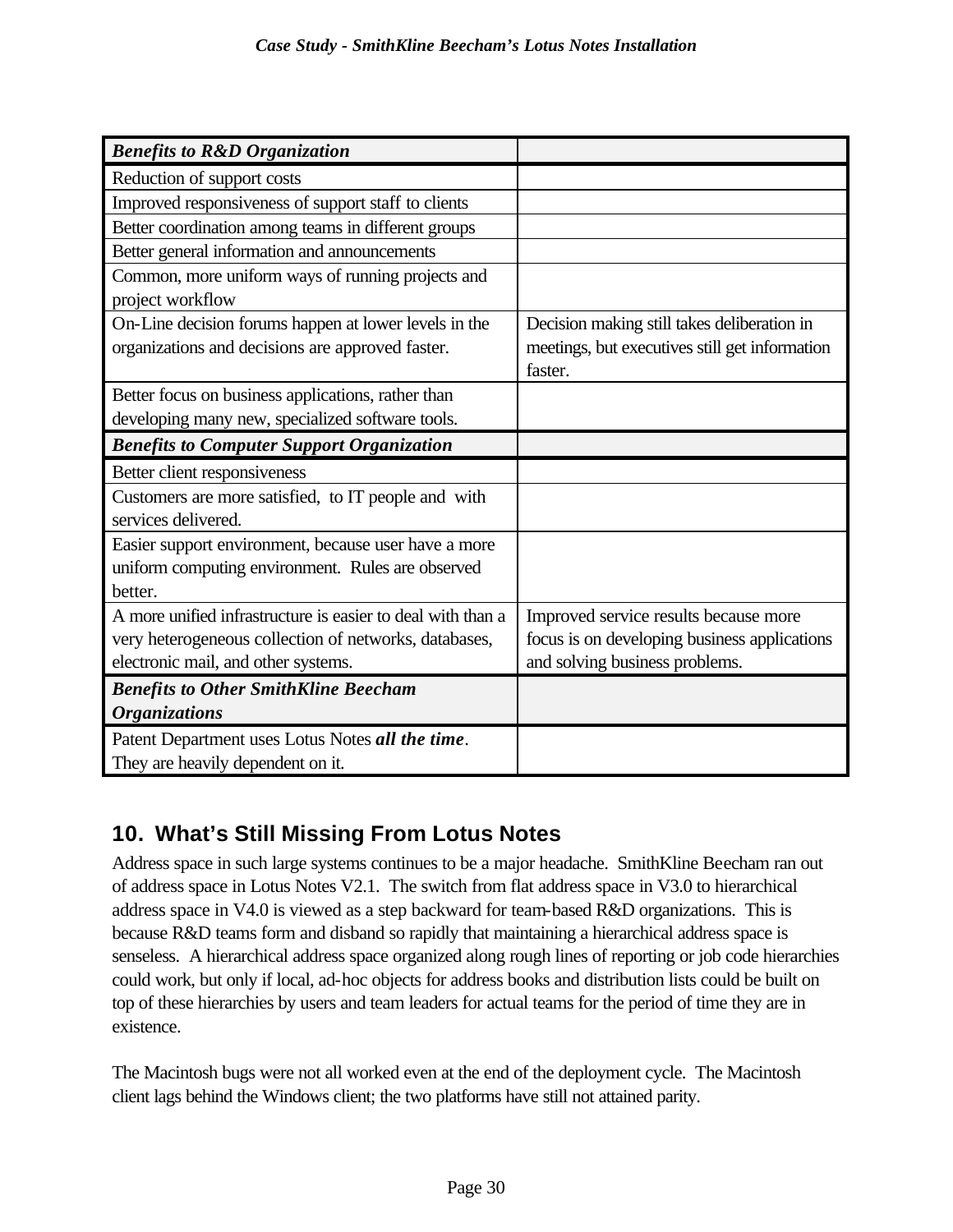| ***Benefits to R&D Organization*** | |
|---|---|
| Reduction of support costs | |
| Improved responsiveness of support staff to clients | |
| Better coordination among teams in different groups | |
| Better general information and announcements | |
| Common, more uniform ways of running projects and project workflow | |
| On-Line decision forums happen at lower levels in the organizations and decisions are approved faster. | Decision making still takes deliberation in meetings, but executives still get information faster. |
| Better focus on business applications, rather than developing many new, specialized software tools. | |
| ***Benefits to Computer Support Organization*** | |
| Better client responsiveness | |
| Customers are more satisfied, to IT people and with services delivered. | |
| Easier support environment, because user have a more uniform computing environment. Rules are observed better. | |
| A more unified infrastructure is easier to deal with than a very heterogeneous collection of networks, databases, electronic mail, and other systems. | Improved service results because more focus is on developing business applications and solving business problems. |
| ***Benefits to Other SmithKline Beecham Organizations*** | |
| Patent Department uses Lotus Notes ***all the time***. They are heavily dependent on it. | |

## 10. What's Still Missing From Lotus Notes

Address space in such large systems continues to be a major headache. SmithKline Beecham ran out of address space in Lotus Notes V2.1. The switch from flat address space in V3.0 to hierarchical address space in V4.0 is viewed as a step backward for team-based R&D organizations. This is because R&D teams form and disband so rapidly that maintaining a hierarchical address space is senseless. A hierarchical address space organized along rough lines of reporting or job code hierarchies could work, but only if local, ad-hoc objects for address books and distribution lists could be built on top of these hierarchies by users and team leaders for actual teams for the period of time they are in existence.

The Macintosh bugs were not all worked even at the end of the deployment cycle. The Macintosh client lags behind the Windows client; the two platforms have still not attained parity.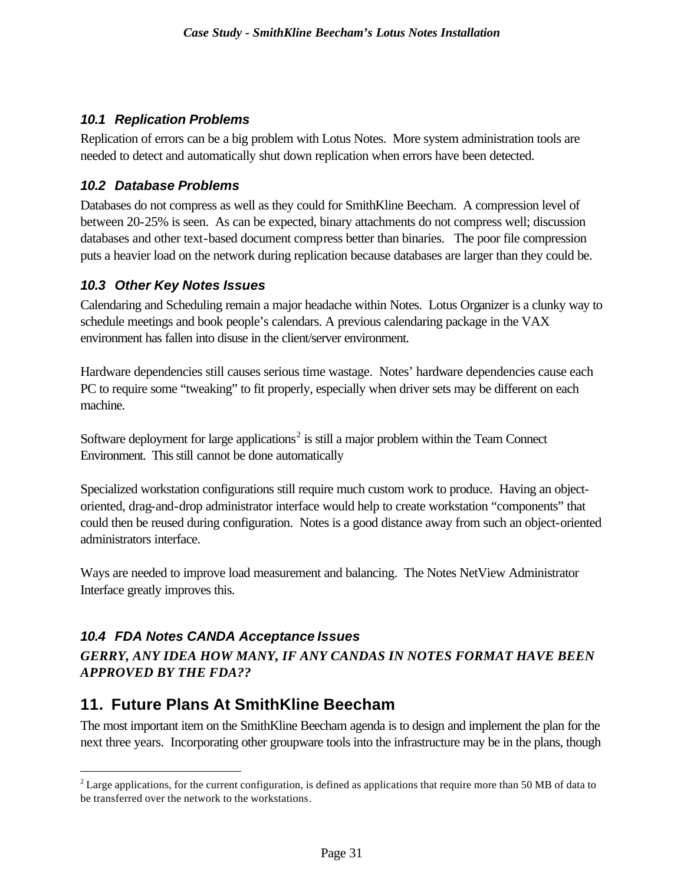### *10.1 Replication Problems*

Replication of errors can be a big problem with Lotus Notes. More system administration tools are needed to detect and automatically shut down replication when errors have been detected.

### *10.2 Database Problems*

Databases do not compress as well as they could for SmithKline Beecham. A compression level of between 20-25% is seen. As can be expected, binary attachments do not compress well; discussion databases and other text-based document compress better than binaries. The poor file compression puts a heavier load on the network during replication because databases are larger than they could be.

### *10.3 Other Key Notes Issues*

Calendaring and Scheduling remain a major headache within Notes. Lotus Organizer is a clunky way to schedule meetings and book people's calendars. A previous calendaring package in the VAX environment has fallen into disuse in the client/server environment.

Hardware dependencies still causes serious time wastage. Notes' hardware dependencies cause each PC to require some "tweaking" to fit properly, especially when driver sets may be different on each machine.

Software deployment for large applications[2] is still a major problem within the Team Connect Environment. This still cannot be done automatically

Specialized workstation configurations still require much custom work to produce. Having an object-oriented, drag-and-drop administrator interface would help to create workstation "components" that could then be reused during configuration. Notes is a good distance away from such an object-oriented administrators interface.

Ways are needed to improve load measurement and balancing. The Notes NetView Administrator Interface greatly improves this.

### *10.4 FDA Notes CANDA Acceptance Issues*

***GERRY, ANY IDEA HOW MANY, IF ANY CANDAS IN NOTES FORMAT HAVE BEEN APPROVED BY THE FDA??***

## 11. Future Plans At SmithKline Beecham

The most important item on the SmithKline Beecham agenda is to design and implement the plan for the next three years. Incorporating other groupware tools into the infrastructure may be in the plans, though

[2] Large applications, for the current configuration, is defined as applications that require more than 50 MB of data to be transferred over the network to the workstations.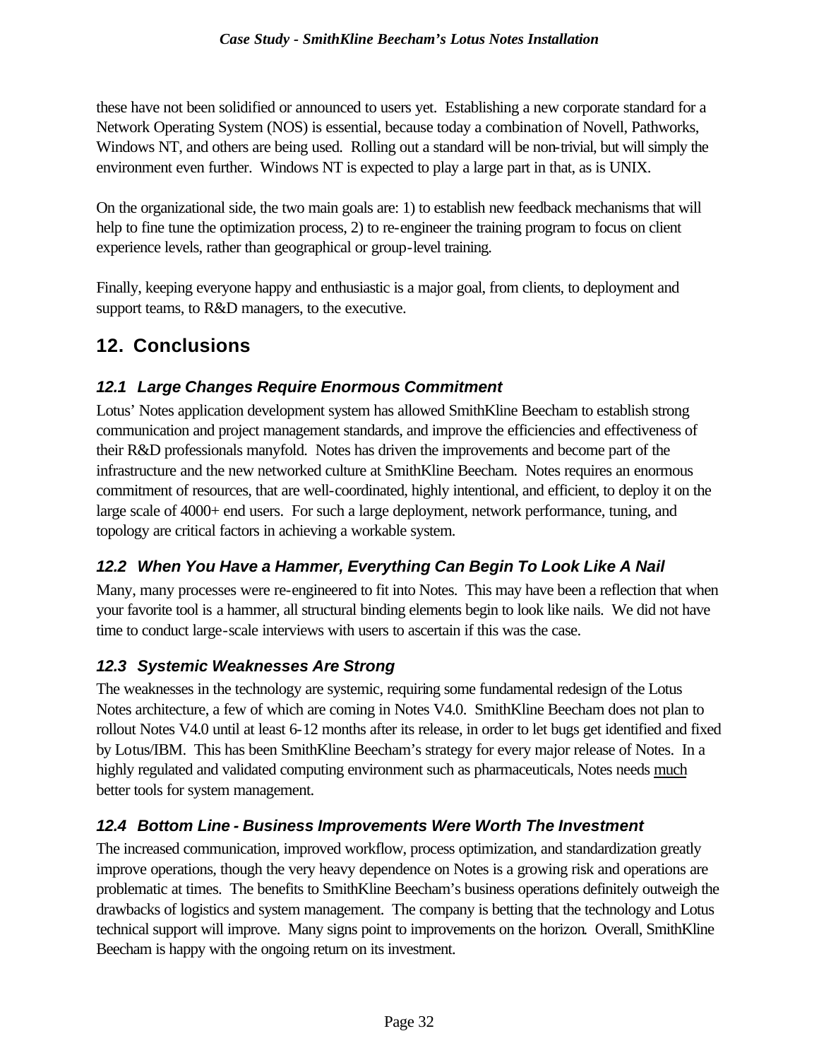these have not been solidified or announced to users yet. Establishing a new corporate standard for a Network Operating System (NOS) is essential, because today a combination of Novell, Pathworks, Windows NT, and others are being used. Rolling out a standard will be non-trivial, but will simply the environment even further. Windows NT is expected to play a large part in that, as is UNIX.

On the organizational side, the two main goals are: 1) to establish new feedback mechanisms that will help to fine tune the optimization process, 2) to re-engineer the training program to focus on client experience levels, rather than geographical or group-level training.

Finally, keeping everyone happy and enthusiastic is a major goal, from clients, to deployment and support teams, to R&D managers, to the executive.

## 12. Conclusions

### *12.1 Large Changes Require Enormous Commitment*

Lotus' Notes application development system has allowed SmithKline Beecham to establish strong communication and project management standards, and improve the efficiencies and effectiveness of their R&D professionals manyfold. Notes has driven the improvements and become part of the infrastructure and the new networked culture at SmithKline Beecham. Notes requires an enormous commitment of resources, that are well-coordinated, highly intentional, and efficient, to deploy it on the large scale of 4000+ end users. For such a large deployment, network performance, tuning, and topology are critical factors in achieving a workable system.

### *12.2 When You Have a Hammer, Everything Can Begin To Look Like A Nail*

Many, many processes were re-engineered to fit into Notes. This may have been a reflection that when your favorite tool is a hammer, all structural binding elements begin to look like nails. We did not have time to conduct large-scale interviews with users to ascertain if this was the case.

### *12.3 Systemic Weaknesses Are Strong*

The weaknesses in the technology are systemic, requiring some fundamental redesign of the Lotus Notes architecture, a few of which are coming in Notes V4.0. SmithKline Beecham does not plan to rollout Notes V4.0 until at least 6-12 months after its release, in order to let bugs get identified and fixed by Lotus/IBM. This has been SmithKline Beecham's strategy for every major release of Notes. In a highly regulated and validated computing environment such as pharmaceuticals, Notes needs <u>much</u> better tools for system management.

### *12.4 Bottom Line - Business Improvements Were Worth The Investment*

The increased communication, improved workflow, process optimization, and standardization greatly improve operations, though the very heavy dependence on Notes is a growing risk and operations are problematic at times. The benefits to SmithKline Beecham's business operations definitely outweigh the drawbacks of logistics and system management. The company is betting that the technology and Lotus technical support will improve. Many signs point to improvements on the horizon. Overall, SmithKline Beecham is happy with the ongoing return on its investment.